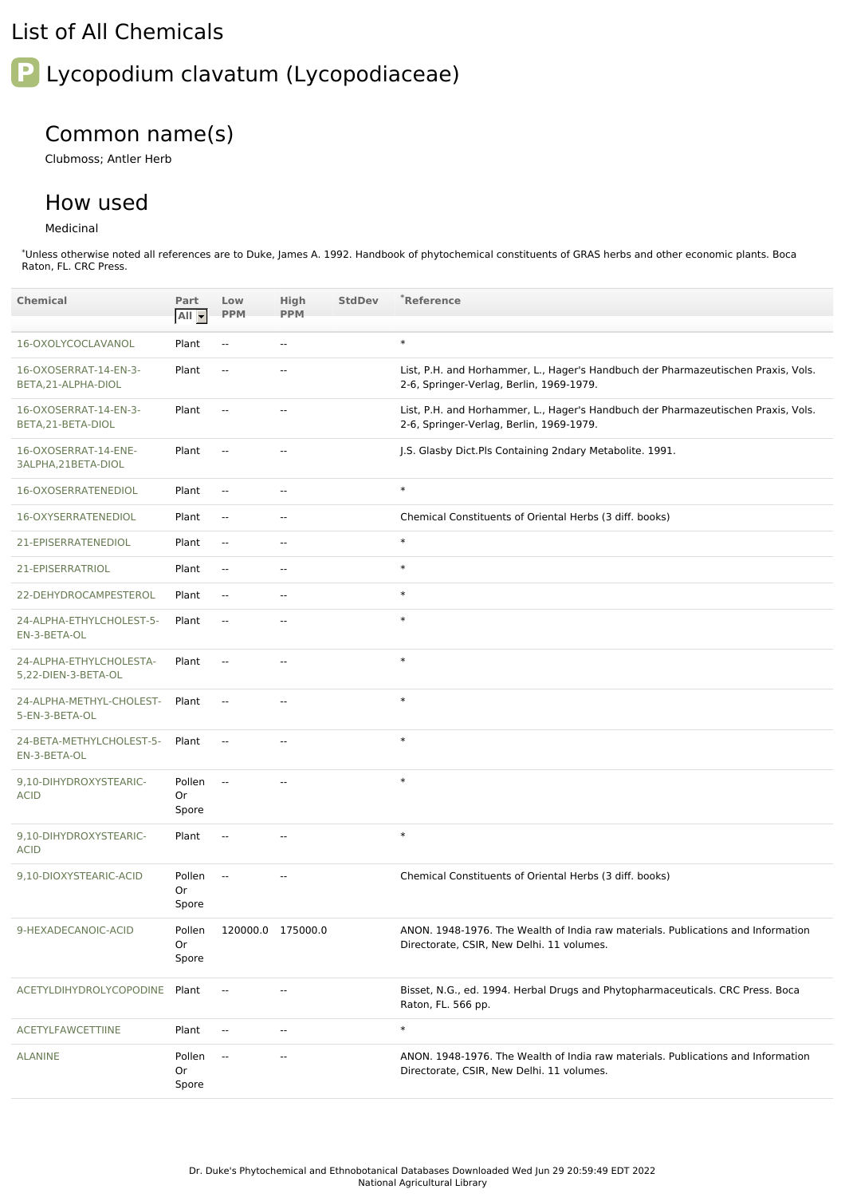# List of All Chemicals

## P Lycopodium clavatum (Lycopodiaceae)

### Common name(s)

Clubmoss; Antler Herb

### How used

Medicinal

*Unless otherwise noted all references are to Duke, James A. 1992. Handbook of phytochemical constituents of GRAS herbs and other economic plants. Boca Raton, FL. CRC Press.

| Chemical | Part | Low PPM | High PPM | StdDev | *Reference |
|---|---|---|---|---|---|
| 16-OXOLYCOCLAVANOL | Plant | -- | -- | | * |
| 16-OXOSERRAT-14-EN-3-BETA,21-ALPHA-DIOL | Plant | -- | -- | | List, P.H. and Horhammer, L., Hager's Handbuch der Pharmazeutischen Praxis, Vols. 2-6, Springer-Verlag, Berlin, 1969-1979. |
| 16-OXOSERRAT-14-EN-3-BETA,21-BETA-DIOL | Plant | -- | -- | | List, P.H. and Horhammer, L., Hager's Handbuch der Pharmazeutischen Praxis, Vols. 2-6, Springer-Verlag, Berlin, 1969-1979. |
| 16-OXOSERRAT-14-ENE-3ALPHA,21BETA-DIOL | Plant | -- | -- | | J.S. Glasby Dict.Pls Containing 2ndary Metabolite. 1991. |
| 16-OXOSERRATENEDIOL | Plant | -- | -- | | * |
| 16-OXYSERRATENEDIOL | Plant | -- | -- | | Chemical Constituents of Oriental Herbs (3 diff. books) |
| 21-EPISERRATENEDIOL | Plant | -- | -- | | * |
| 21-EPISERRATRIOL | Plant | -- | -- | | * |
| 22-DEHYDROCAMPESTEROL | Plant | -- | -- | | * |
| 24-ALPHA-ETHYLCHOLEST-5-EN-3-BETA-OL | Plant | -- | -- | | * |
| 24-ALPHA-ETHYLCHOLESTA-5,22-DIEN-3-BETA-OL | Plant | -- | -- | | * |
| 24-ALPHA-METHYL-CHOLEST-5-EN-3-BETA-OL | Plant | -- | -- | | * |
| 24-BETA-METHYLCHOLEST-5-EN-3-BETA-OL | Plant | -- | -- | | * |
| 9,10-DIHYDROXYSTEARIC-ACID | Pollen Or Spore | -- | -- | | * |
| 9,10-DIHYDROXYSTEARIC-ACID | Plant | -- | -- | | * |
| 9,10-DIOXYSTEARIC-ACID | Pollen Or Spore | -- | -- | | Chemical Constituents of Oriental Herbs (3 diff. books) |
| 9-HEXADECANOIC-ACID | Pollen Or Spore | 120000.0 | 175000.0 | | ANON. 1948-1976. The Wealth of India raw materials. Publications and Information Directorate, CSIR, New Delhi. 11 volumes. |
| ACETYLDIHYDROLYCOPODINE | Plant | -- | -- | | Bisset, N.G., ed. 1994. Herbal Drugs and Phytopharmaceuticals. CRC Press. Boca Raton, FL. 566 pp. |
| ACETYLFAWCETTIINE | Plant | -- | -- | | * |
| ALANINE | Pollen Or Spore | -- | -- | | ANON. 1948-1976. The Wealth of India raw materials. Publications and Information Directorate, CSIR, New Delhi. 11 volumes. |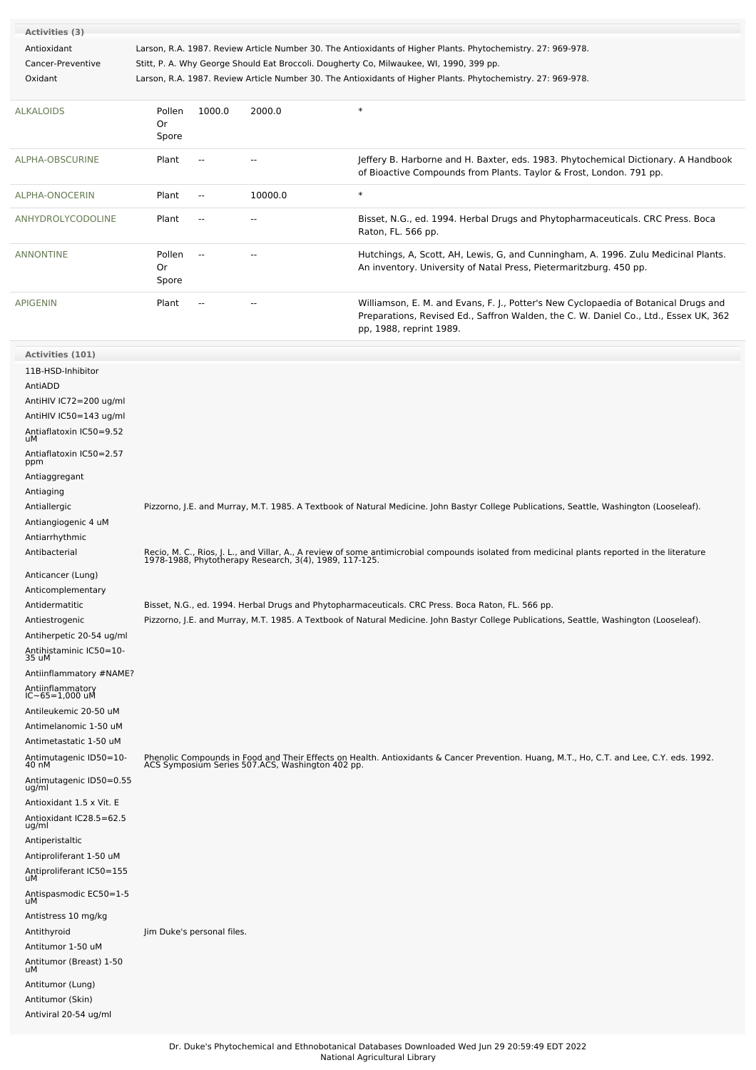| Activities (3) | |
|---|---|
| Antioxidant | Larson, R.A. 1987. Review Article Number 30. The Antioxidants of Higher Plants. Phytochemistry. 27: 969-978. |
| Cancer-Preventive | Stitt, P. A. Why George Should Eat Broccoli. Dougherty Co, Milwaukee, WI, 1990, 399 pp. |
| Oxidant | Larson, R.A. 1987. Review Article Number 30. The Antioxidants of Higher Plants. Phytochemistry. 27: 969-978. |

| | | | | |
|---|---|---|---|---|
| ALKALOIDS | Pollen Or Spore | 1000.0 | 2000.0 | * |
| ALPHA-OBSCURINE | Plant | -- | -- | Jeffery B. Harborne and H. Baxter, eds. 1983. Phytochemical Dictionary. A Handbook of Bioactive Compounds from Plants. Taylor & Frost, London. 791 pp. |
| ALPHA-ONOCERIN | Plant | -- | 10000.0 | * |
| ANHYDROLYCODOLINE | Plant | -- | -- | Bisset, N.G., ed. 1994. Herbal Drugs and Phytopharmaceuticals. CRC Press. Boca Raton, FL. 566 pp. |
| ANNONTINE | Pollen Or Spore | -- | -- | Hutchings, A, Scott, AH, Lewis, G, and Cunningham, A. 1996. Zulu Medicinal Plants. An inventory. University of Natal Press, Pietermaritzburg. 450 pp. |
| APIGENIN | Plant | -- | -- | Williamson, E. M. and Evans, F. J., Potter's New Cyclopaedia of Botanical Drugs and Preparations, Revised Ed., Saffron Walden, the C. W. Daniel Co., Ltd., Essex UK, 362 pp, 1988, reprint 1989. |

| Activities (101) | |
|---|---|
| 11B-HSD-Inhibitor | |
| AntiADD | |
| AntiHIV IC72=200 ug/ml | |
| AntiHIV IC50=143 ug/ml | |
| Antiaflatoxin IC50=9.52 uM | |
| Antiaflatoxin IC50=2.57 ppm | |
| Antiaggregant | |
| Antiaging | |
| Antiallergic | Pizzorno, J.E. and Murray, M.T. 1985. A Textbook of Natural Medicine. John Bastyr College Publications, Seattle, Washington (Looseleaf). |
| Antiangiogenic 4 uM | |
| Antiarrhythmic | |
| Antibacterial | Recio, M. C., Rios, J. L., and Villar, A., A review of some antimicrobial compounds isolated from medicinal plants reported in the literature 1978-1988, Phytotherapy Research, 3(4), 1989, 117-125. |
| Anticancer (Lung) | |
| Anticomplementary | |
| Antidermatitic | Bisset, N.G., ed. 1994. Herbal Drugs and Phytopharmaceuticals. CRC Press. Boca Raton, FL. 566 pp. |
| Antiestrogenic | Pizzorno, J.E. and Murray, M.T. 1985. A Textbook of Natural Medicine. John Bastyr College Publications, Seattle, Washington (Looseleaf). |
| Antiherpetic 20-54 ug/ml | |
| Antihistaminic IC50=10-35 uM | |
| Antiinflammatory #NAME? | |
| Antiinflammatory IC~65=1,000 uM | |
| Antileukemic 20-50 uM | |
| Antimelanomic 1-50 uM | |
| Antimetastatic 1-50 uM | |
| Antimutagenic ID50=10-40 nM | Phenolic Compounds in Food and Their Effects on Health. Antioxidants & Cancer Prevention. Huang, M.T., Ho, C.T. and Lee, C.Y. eds. 1992. ACS Symposium Series 507.ACS, Washington 402 pp. |
| Antimutagenic ID50=0.55 ug/ml | |
| Antioxidant 1.5 x Vit. E | |
| Antioxidant IC28.5=62.5 ug/ml | |
| Antiperistaltic | |
| Antiproliferant 1-50 uM | |
| Antiproliferant IC50=155 uM | |
| Antispasmodic EC50=1-5 uM | |
| Antistress 10 mg/kg | |
| Antithyroid | Jim Duke's personal files. |
| Antitumor 1-50 uM | |
| Antitumor (Breast) 1-50 uM | |
| Antitumor (Lung) | |
| Antitumor (Skin) | |
| Antiviral 20-54 ug/ml | |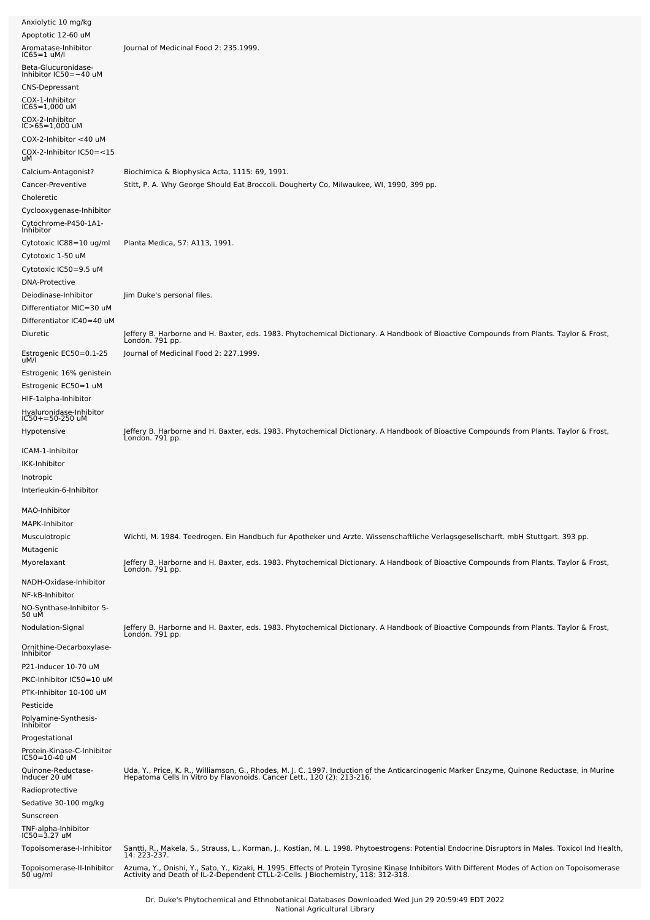| | |
|---|---|
| Anxiolytic 10 mg/kg | |
| Apoptotic 12-60 uM | |
| Aromatase-Inhibitor IC65=1 uM/l | Journal of Medicinal Food 2: 235.1999. |
| Beta-Glucuronidase-Inhibitor IC50=~40 uM | |
| CNS-Depressant | |
| COX-1-Inhibitor IC65=1,000 uM | |
| COX-2-Inhibitor IC>65=1,000 uM | |
| COX-2-Inhibitor <40 uM | |
| COX-2-Inhibitor IC50=<15 uM | |
| Calcium-Antagonist? | Biochimica & Biophysica Acta, 1115: 69, 1991. |
| Cancer-Preventive | Stitt, P. A. Why George Should Eat Broccoli. Dougherty Co, Milwaukee, WI, 1990, 399 pp. |
| Choleretic | |
| Cyclooxygenase-Inhibitor | |
| Cytochrome-P450-1A1-Inhibitor | |
| Cytotoxic IC88=10 ug/ml | Planta Medica, 57: A113, 1991. |
| Cytotoxic 1-50 uM | |
| Cytotoxic IC50=9.5 uM | |
| DNA-Protective | |
| Deiodinase-Inhibitor | Jim Duke's personal files. |
| Differentiator MIC=30 uM | |
| Differentiator IC40=40 uM | |
| Diuretic | Jeffery B. Harborne and H. Baxter, eds. 1983. Phytochemical Dictionary. A Handbook of Bioactive Compounds from Plants. Taylor & Frost, London. 791 pp. |
| Estrogenic EC50=0.1-25 uM/l | Journal of Medicinal Food 2: 227.1999. |
| Estrogenic 16% genistein | |
| Estrogenic EC50=1 uM | |
| HIF-1alpha-Inhibitor | |
| Hyaluronidase-Inhibitor IC50+=50-250 uM | |
| Hypotensive | Jeffery B. Harborne and H. Baxter, eds. 1983. Phytochemical Dictionary. A Handbook of Bioactive Compounds from Plants. Taylor & Frost, London. 791 pp. |
| ICAM-1-Inhibitor | |
| IKK-Inhibitor | |
| Inotropic | |
| Interleukin-6-Inhibitor | |
| MAO-Inhibitor | |
| MAPK-Inhibitor | |
| Musculotropic | Wichtl, M. 1984. Teedrogen. Ein Handbuch fur Apotheker und Arzte. Wissenschaftliche Verlagsgesellscharft. mbH Stuttgart. 393 pp. |
| Mutagenic | |
| Myorelaxant | Jeffery B. Harborne and H. Baxter, eds. 1983. Phytochemical Dictionary. A Handbook of Bioactive Compounds from Plants. Taylor & Frost, London. 791 pp. |
| NADH-Oxidase-Inhibitor | |
| NF-kB-Inhibitor | |
| NO-Synthase-Inhibitor 5-50 uM | |
| Nodulation-Signal | Jeffery B. Harborne and H. Baxter, eds. 1983. Phytochemical Dictionary. A Handbook of Bioactive Compounds from Plants. Taylor & Frost, London. 791 pp. |
| Ornithine-Decarboxylase-Inhibitor | |
| P21-Inducer 10-70 uM | |
| PKC-Inhibitor IC50=10 uM | |
| PTK-Inhibitor 10-100 uM | |
| Pesticide | |
| Polyamine-Synthesis-Inhibitor | |
| Progestational | |
| Protein-Kinase-C-Inhibitor IC50=10-40 uM | |
| Quinone-Reductase-Inducer 20 uM | Uda, Y., Price, K. R., Williamson, G., Rhodes, M. J. C. 1997. Induction of the Anticarcinogenic Marker Enzyme, Quinone Reductase, in Murine Hepatoma Cells In Vitro by Flavonoids. Cancer Lett., 120 (2): 213-216. |
| Radioprotective | |
| Sedative 30-100 mg/kg | |
| Sunscreen | |
| TNF-alpha-Inhibitor IC50=3.27 uM | |
| Topoisomerase-I-Inhibitor | Santti, R., Makela, S., Strauss, L., Korman, J., Kostian, M. L. 1998. Phytoestrogens: Potential Endocrine Disruptors in Males. Toxicol Ind Health, 14: 223-237. |
| Topoisomerase-II-Inhibitor 50 ug/ml | Azuma, Y., Onishi, Y., Sato, Y., Kizaki, H. 1995. Effects of Protein Tyrosine Kinase Inhibitors With Different Modes of Action on Topoisomerase Activity and Death of IL-2-Dependent CTLL-2-Cells. J Biochemistry, 118: 312-318. |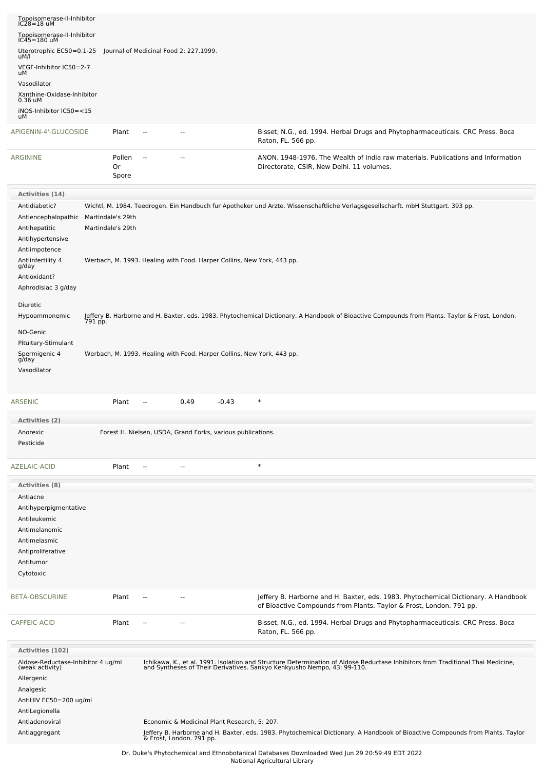| Activity | Reference |
|---|---|
| Topoisomerase-II-Inhibitor IC28=18 uM | |
| Topoisomerase-II-Inhibitor IC45=180 uM | |
| Uterotrophic EC50=0.1-25 uM/l | Journal of Medicinal Food 2: 227.1999. |
| VEGF-Inhibitor IC50=2-7 uM | |
| Vasodilator | |
| Xanthine-Oxidase-Inhibitor 0.36 uM | |
| iNOS-Inhibitor IC50=<15 uM | |

| Chemical | Part | Low PPM | High PPM | StdDev | Reference |
|---|---|---|---|---|---|
| APIGENIN-4'-GLUCOSIDE | Plant | -- | -- | | Bisset, N.G., ed. 1994. Herbal Drugs and Phytopharmaceuticals. CRC Press. Boca Raton, FL. 566 pp. |
| ARGININE | Pollen Or Spore | -- | -- | | ANON. 1948-1976. The Wealth of India raw materials. Publications and Information Directorate, CSIR, New Delhi. 11 volumes. |

**Activities (14)**

| Activity | Reference |
|---|---|
| Antidiabetic? | Wichtl, M. 1984. Teedrogen. Ein Handbuch fur Apotheker und Arzte. Wissenschaftliche Verlagsgesellscharft. mbH Stuttgart. 393 pp. |
| Antiencephalopathic | Martindale's 29th |
| Antihepatitic | Martindale's 29th |
| Antihypertensive | |
| Antiimpotence | |
| Antiinfertility 4 g/day | Werbach, M. 1993. Healing with Food. Harper Collins, New York, 443 pp. |
| Antioxidant? | |
| Aphrodisiac 3 g/day | |
| Diuretic | |
| Hypoammonemic | Jeffery B. Harborne and H. Baxter, eds. 1983. Phytochemical Dictionary. A Handbook of Bioactive Compounds from Plants. Taylor & Frost, London. 791 pp. |
| NO-Genic | |
| Pituitary-Stimulant | |
| Spermigenic 4 g/day | Werbach, M. 1993. Healing with Food. Harper Collins, New York, 443 pp. |
| Vasodilator | |

| Chemical | Part | Low PPM | High PPM | StdDev | Reference |
|---|---|---|---|---|---|
| ARSENIC | Plant | -- | 0.49 | -0.43 | * |

**Activities (2)**

| Activity | Reference |
|---|---|
| Anorexic | Forest H. Nielsen, USDA, Grand Forks, various publications. |
| Pesticide | |

| Chemical | Part | Low PPM | High PPM | StdDev | Reference |
|---|---|---|---|---|---|
| AZELAIC-ACID | Plant | -- | -- | | * |

**Activities (8)**

| Activity | Reference |
|---|---|
| Antiacne | |
| Antihyperpigmentative | |
| Antileukemic | |
| Antimelanomic | |
| Antimelasmic | |
| Antiproliferative | |
| Antitumor | |
| Cytotoxic | |

| Chemical | Part | Low PPM | High PPM | StdDev | Reference |
|---|---|---|---|---|---|
| BETA-OBSCURINE | Plant | -- | -- | | Jeffery B. Harborne and H. Baxter, eds. 1983. Phytochemical Dictionary. A Handbook of Bioactive Compounds from Plants. Taylor & Frost, London. 791 pp. |
| CAFFEIC-ACID | Plant | -- | -- | | Bisset, N.G., ed. 1994. Herbal Drugs and Phytopharmaceuticals. CRC Press. Boca Raton, FL. 566 pp. |

**Activities (102)**

| Activity | Reference |
|---|---|
| Aldose-Reductase-Inhibitor 4 ug/ml (weak activity) | Ichikawa, K., et al. 1991. Isolation and Structure Determination of Aldose Reductase Inhibitors from Traditional Thai Medicine, and Syntheses of Their Derivatives. Sankyo Kenkyusho Nempo, 43: 99-110. |
| Allergenic | |
| Analgesic | |
| AntiHIV EC50=200 ug/ml | |
| AntiLegionella | |
| Antiadenoviral | Economic & Medicinal Plant Research, 5: 207. |
| Antiaggregant | Jeffery B. Harborne and H. Baxter, eds. 1983. Phytochemical Dictionary. A Handbook of Bioactive Compounds from Plants. Taylor & Frost, London. 791 pp. |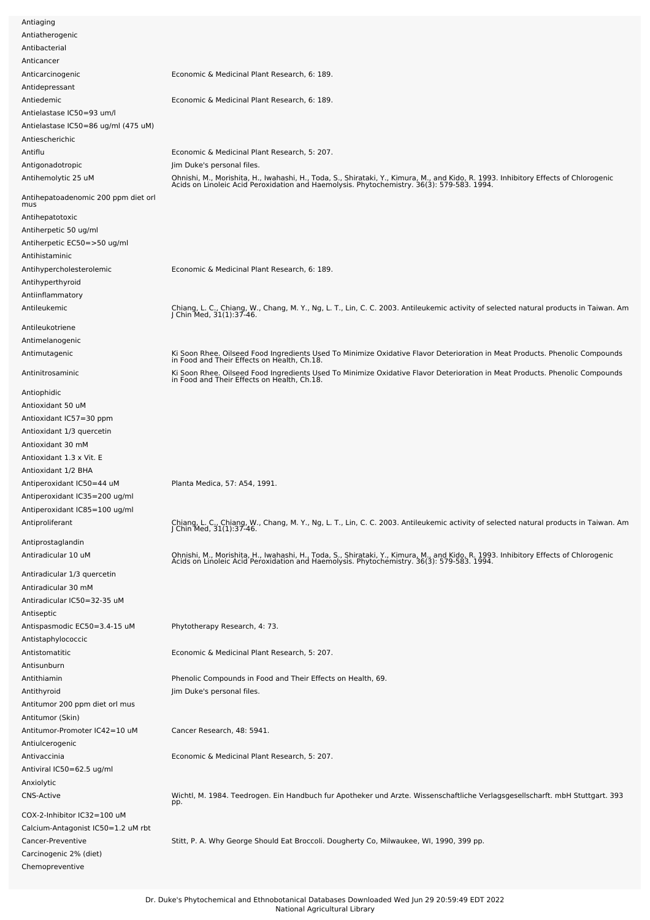| | |
|---|---|
| Antiaging | |
| Antiatherogenic | |
| Antibacterial | |
| Anticancer | |
| Anticarcinogenic | Economic & Medicinal Plant Research, 6: 189. |
| Antidepressant | |
| Antiedemic | Economic & Medicinal Plant Research, 6: 189. |
| Antielastase IC50=93 um/l | |
| Antielastase IC50=86 ug/ml (475 uM) | |
| Antiescherichic | |
| Antiflu | Economic & Medicinal Plant Research, 5: 207. |
| Antigonadotropic | Jim Duke's personal files. |
| Antihemolytic 25 uM | Ohnishi, M., Morishita, H., Iwahashi, H., Toda, S., Shirataki, Y., Kimura, M., and Kido, R. 1993. Inhibitory Effects of Chlorogenic Acids on Linoleic Acid Peroxidation and Haemolysis. Phytochemistry. 36(3): 579-583. 1994. |
| Antihepatoadenomic 200 ppm diet orl mus | |
| Antihepatotoxic | |
| Antiherpetic 50 ug/ml | |
| Antiherpetic EC50=>50 ug/ml | |
| Antihistaminic | |
| Antihypercholesterolemic | Economic & Medicinal Plant Research, 6: 189. |
| Antihyperthyroid | |
| Antiinflammatory | |
| Antileukemic | Chiang, L. C., Chiang, W., Chang, M. Y., Ng, L. T., Lin, C. C. 2003. Antileukemic activity of selected natural products in Taiwan. Am J Chin Med, 31(1):37-46. |
| Antileukotriene | |
| Antimelanogenic | |
| Antimutagenic | Ki Soon Rhee. Oilseed Food Ingredients Used To Minimize Oxidative Flavor Deterioration in Meat Products. Phenolic Compounds in Food and Their Effects on Health, Ch.18. |
| Antinitrosaminic | Ki Soon Rhee. Oilseed Food Ingredients Used To Minimize Oxidative Flavor Deterioration in Meat Products. Phenolic Compounds in Food and Their Effects on Health, Ch.18. |
| Antiophidic | |
| Antioxidant 50 uM | |
| Antioxidant IC57=30 ppm | |
| Antioxidant 1/3 quercetin | |
| Antioxidant 30 mM | |
| Antioxidant 1.3 x Vit. E | |
| Antioxidant 1/2 BHA | |
| Antiperoxidant IC50=44 uM | Planta Medica, 57: A54, 1991. |
| Antiperoxidant IC35=200 ug/ml | |
| Antiperoxidant IC85=100 ug/ml | |
| Antiproliferant | Chiang, L. C., Chiang, W., Chang, M. Y., Ng, L. T., Lin, C. C. 2003. Antileukemic activity of selected natural products in Taiwan. Am J Chin Med, 31(1):37-46. |
| Antiprostaglandin | |
| Antiradicular 10 uM | Ohnishi, M., Morishita, H., Iwahashi, H., Toda, S., Shirataki, Y., Kimura, M., and Kido, R. 1993. Inhibitory Effects of Chlorogenic Acids on Linoleic Acid Peroxidation and Haemolysis. Phytochemistry. 36(3): 579-583. 1994. |
| Antiradicular 1/3 quercetin | |
| Antiradicular 30 mM | |
| Antiradicular IC50=32-35 uM | |
| Antiseptic | |
| Antispasmodic EC50=3.4-15 uM | Phytotherapy Research, 4: 73. |
| Antistaphylococcic | |
| Antistomatitic | Economic & Medicinal Plant Research, 5: 207. |
| Antisunburn | |
| Antithiamin | Phenolic Compounds in Food and Their Effects on Health, 69. |
| Antithyroid | Jim Duke's personal files. |
| Antitumor 200 ppm diet orl mus | |
| Antitumor (Skin) | |
| Antitumor-Promoter IC42=10 uM | Cancer Research, 48: 5941. |
| Antiulcerogenic | |
| Antivaccinia | Economic & Medicinal Plant Research, 5: 207. |
| Antiviral IC50=62.5 ug/ml | |
| Anxiolytic | |
| CNS-Active | Wichtl, M. 1984. Teedrogen. Ein Handbuch fur Apotheker und Arzte. Wissenschaftliche Verlagsgesellscharft. mbH Stuttgart. 393 pp. |
| COX-2-Inhibitor IC32=100 uM | |
| Calcium-Antagonist IC50=1.2 uM rbt | |
| Cancer-Preventive | Stitt, P. A. Why George Should Eat Broccoli. Dougherty Co, Milwaukee, WI, 1990, 399 pp. |
| Carcinogenic 2% (diet) | |
| Chemopreventive | |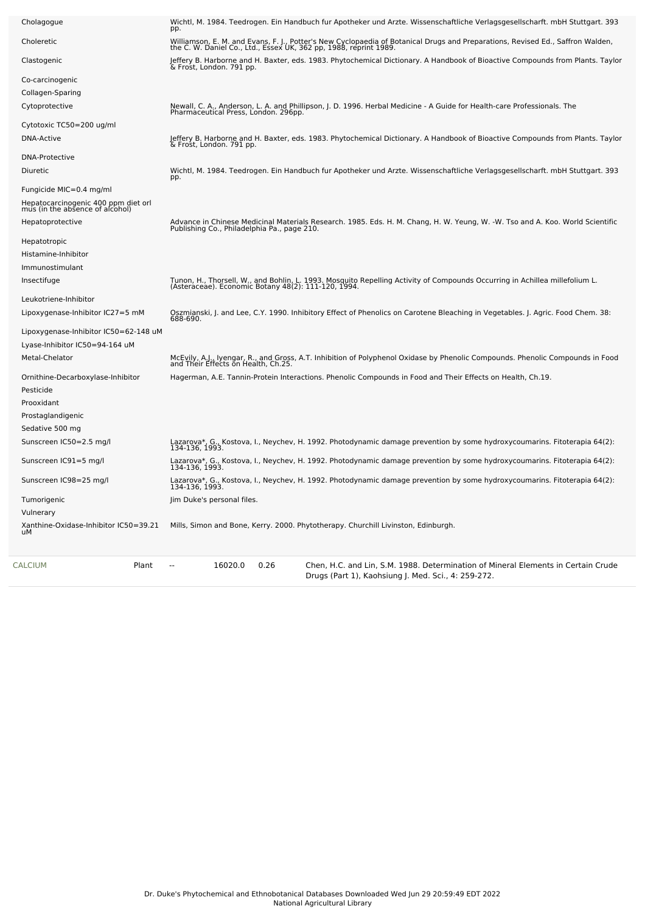| Activity | Reference |
|---|---|
| Cholagogue | Wichtl, M. 1984. Teedrogen. Ein Handbuch fur Apotheker und Arzte. Wissenschaftliche Verlagsgesellscharft. mbH Stuttgart. 393 pp. |
| Choleretic | Williamson, E. M. and Evans, F. J., Potter's New Cyclopaedia of Botanical Drugs and Preparations, Revised Ed., Saffron Walden, the C. W. Daniel Co., Ltd., Essex UK, 362 pp, 1988, reprint 1989. |
| Clastogenic | Jeffery B. Harborne and H. Baxter, eds. 1983. Phytochemical Dictionary. A Handbook of Bioactive Compounds from Plants. Taylor & Frost, London. 791 pp. |
| Co-carcinogenic | |
| Collagen-Sparing | |
| Cytoprotective | Newall, C. A., Anderson, L. A. and Phillipson, J. D. 1996. Herbal Medicine - A Guide for Health-care Professionals. The Pharmaceutical Press, London. 296pp. |
| Cytotoxic TC50=200 ug/ml | |
| DNA-Active | Jeffery B. Harborne and H. Baxter, eds. 1983. Phytochemical Dictionary. A Handbook of Bioactive Compounds from Plants. Taylor & Frost, London. 791 pp. |
| DNA-Protective | |
| Diuretic | Wichtl, M. 1984. Teedrogen. Ein Handbuch fur Apotheker und Arzte. Wissenschaftliche Verlagsgesellscharft. mbH Stuttgart. 393 pp. |
| Fungicide MIC=0.4 mg/ml | |
| Hepatocarcinogenic 400 ppm diet orl mus (in the absence of alcohol) | |
| Hepatoprotective | Advance in Chinese Medicinal Materials Research. 1985. Eds. H. M. Chang, H. W. Yeung, W. -W. Tso and A. Koo. World Scientific Publishing Co., Philadelphia Pa., page 210. |
| Hepatotropic | |
| Histamine-Inhibitor | |
| Immunostimulant | |
| Insectifuge | Tunon, H., Thorsell, W., and Bohlin, L. 1993. Mosquito Repelling Activity of Compounds Occurring in Achillea millefolium L. (Asteraceae). Economic Botany 48(2): 111-120, 1994. |
| Leukotriene-Inhibitor | |
| Lipoxygenase-Inhibitor IC27=5 mM | Oszmianski, J. and Lee, C.Y. 1990. Inhibitory Effect of Phenolics on Carotene Bleaching in Vegetables. J. Agric. Food Chem. 38: 688-690. |
| Lipoxygenase-Inhibitor IC50=62-148 uM | |
| Lyase-Inhibitor IC50=94-164 uM | |
| Metal-Chelator | McEvily, A.J., Iyengar, R., and Gross, A.T. Inhibition of Polyphenol Oxidase by Phenolic Compounds. Phenolic Compounds in Food and Their Effects on Health, Ch.25. |
| Ornithine-Decarboxylase-Inhibitor | Hagerman, A.E. Tannin-Protein Interactions. Phenolic Compounds in Food and Their Effects on Health, Ch.19. |
| Pesticide | |
| Prooxidant | |
| Prostaglandigenic | |
| Sedative 500 mg | |
| Sunscreen IC50=2.5 mg/l | Lazarova*, G., Kostova, I., Neychev, H. 1992. Photodynamic damage prevention by some hydroxycoumarins. Fitoterapia 64(2): 134-136, 1993. |
| Sunscreen IC91=5 mg/l | Lazarova*, G., Kostova, I., Neychev, H. 1992. Photodynamic damage prevention by some hydroxycoumarins. Fitoterapia 64(2): 134-136, 1993. |
| Sunscreen IC98=25 mg/l | Lazarova*, G., Kostova, I., Neychev, H. 1992. Photodynamic damage prevention by some hydroxycoumarins. Fitoterapia 64(2): 134-136, 1993. |
| Tumorigenic | Jim Duke's personal files. |
| Vulnerary | |
| Xanthine-Oxidase-Inhibitor IC50=39.21 uM | Mills, Simon and Bone, Kerry. 2000. Phytotherapy. Churchill Livinston, Edinburgh. |

| Chemical | Part | Low | High | SD | Reference |
|---|---|---|---|---|---|
| CALCIUM | Plant | -- | 16020.0 | 0.26 | Chen, H.C. and Lin, S.M. 1988. Determination of Mineral Elements in Certain Crude Drugs (Part 1), Kaohsiung J. Med. Sci., 4: 259-272. |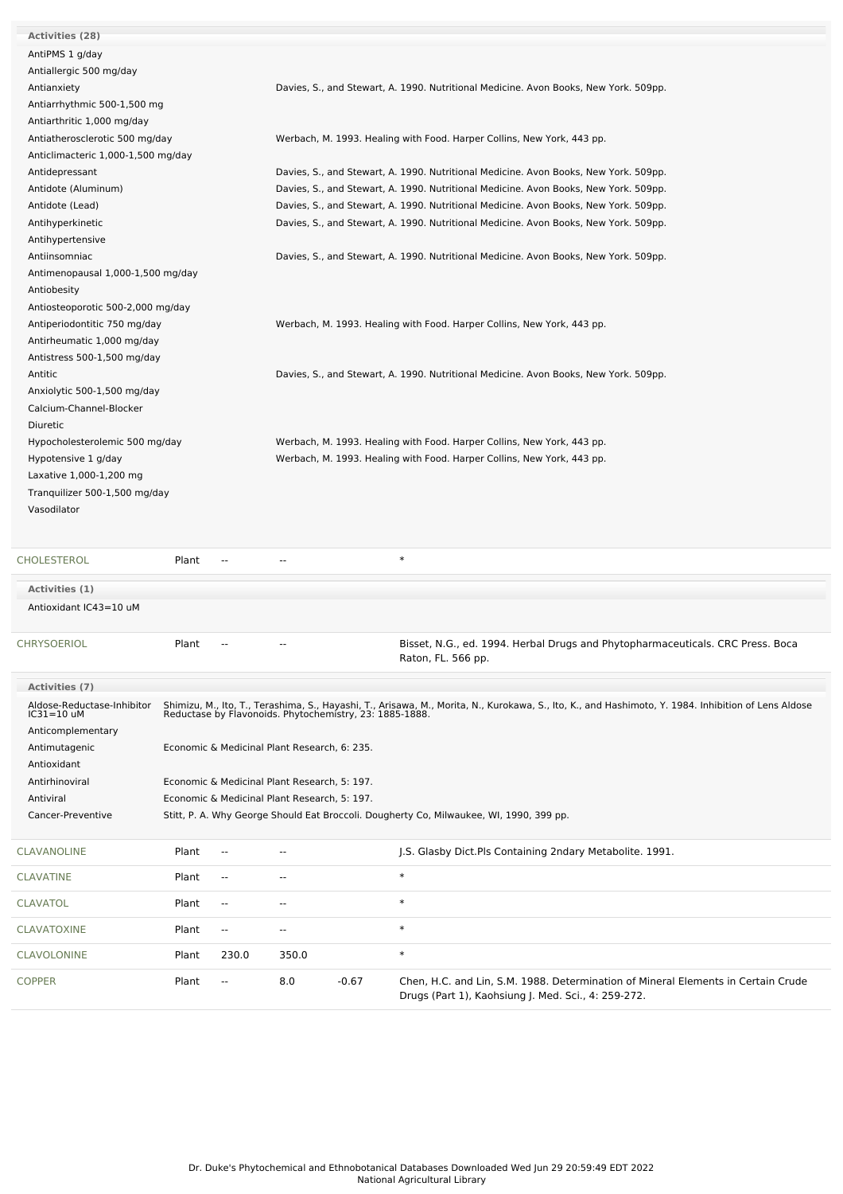**Activities (28)**

| Activity | Reference |
|---|---|
| AntiPMS 1 g/day | |
| Antiallergic 500 mg/day | |
| Antianxiety | Davies, S., and Stewart, A. 1990. Nutritional Medicine. Avon Books, New York. 509pp. |
| Antiarrhythmic 500-1,500 mg | |
| Antiarthritic 1,000 mg/day | |
| Antiatherosclerotic 500 mg/day | Werbach, M. 1993. Healing with Food. Harper Collins, New York, 443 pp. |
| Anticlimacteric 1,000-1,500 mg/day | |
| Antidepressant | Davies, S., and Stewart, A. 1990. Nutritional Medicine. Avon Books, New York. 509pp. |
| Antidote (Aluminum) | Davies, S., and Stewart, A. 1990. Nutritional Medicine. Avon Books, New York. 509pp. |
| Antidote (Lead) | Davies, S., and Stewart, A. 1990. Nutritional Medicine. Avon Books, New York. 509pp. |
| Antihyperkinetic | Davies, S., and Stewart, A. 1990. Nutritional Medicine. Avon Books, New York. 509pp. |
| Antihypertensive | |
| Antiinsomniac | Davies, S., and Stewart, A. 1990. Nutritional Medicine. Avon Books, New York. 509pp. |
| Antimenopausal 1,000-1,500 mg/day | |
| Antiobesity | |
| Antiosteoporotic 500-2,000 mg/day | |
| Antiperiodontitic 750 mg/day | Werbach, M. 1993. Healing with Food. Harper Collins, New York, 443 pp. |
| Antirheumatic 1,000 mg/day | |
| Antistress 500-1,500 mg/day | |
| Antitic | Davies, S., and Stewart, A. 1990. Nutritional Medicine. Avon Books, New York. 509pp. |
| Anxiolytic 500-1,500 mg/day | |
| Calcium-Channel-Blocker | |
| Diuretic | |
| Hypocholesterolemic 500 mg/day | Werbach, M. 1993. Healing with Food. Harper Collins, New York, 443 pp. |
| Hypotensive 1 g/day | Werbach, M. 1993. Healing with Food. Harper Collins, New York, 443 pp. |
| Laxative 1,000-1,200 mg | |
| Tranquilizer 500-1,500 mg/day | |
| Vasodilator | |

| Chemical | Part | Low PPM | High PPM | StdDev | Reference |
|---|---|---|---|---|---|
| CHOLESTEROL | Plant | -- | -- | | * |

**Activities (1)**

Antioxidant IC43=10 uM

| Chemical | Part | Low PPM | High PPM | StdDev | Reference |
|---|---|---|---|---|---|
| CHRYSOERIOL | Plant | -- | -- | | Bisset, N.G., ed. 1994. Herbal Drugs and Phytopharmaceuticals. CRC Press. Boca Raton, FL. 566 pp. |

**Activities (7)**

| Activity | Reference |
|---|---|
| Aldose-Reductase-Inhibitor IC31=10 uM | Shimizu, M., Ito, T., Terashima, S., Hayashi, T., Arisawa, M., Morita, N., Kurokawa, S., Ito, K., and Hashimoto, Y. 1984. Inhibition of Lens Aldose Reductase by Flavonoids. Phytochemistry, 23: 1885-1888. |
| Anticomplementary | |
| Antimutagenic | Economic & Medicinal Plant Research, 6: 235. |
| Antioxidant | |
| Antirhinoviral | Economic & Medicinal Plant Research, 5: 197. |
| Antiviral | Economic & Medicinal Plant Research, 5: 197. |
| Cancer-Preventive | Stitt, P. A. Why George Should Eat Broccoli. Dougherty Co, Milwaukee, WI, 1990, 399 pp. |

| Chemical | Part | Low PPM | High PPM | StdDev | Reference |
|---|---|---|---|---|---|
| CLAVANOLINE | Plant | -- | -- | | J.S. Glasby Dict.Pls Containing 2ndary Metabolite. 1991. |
| CLAVATINE | Plant | -- | -- | | * |
| CLAVATOL | Plant | -- | -- | | * |
| CLAVATOXINE | Plant | -- | -- | | * |
| CLAVOLONINE | Plant | 230.0 | 350.0 | | * |
| COPPER | Plant | -- | 8.0 | -0.67 | Chen, H.C. and Lin, S.M. 1988. Determination of Mineral Elements in Certain Crude Drugs (Part 1), Kaohsiung J. Med. Sci., 4: 259-272. |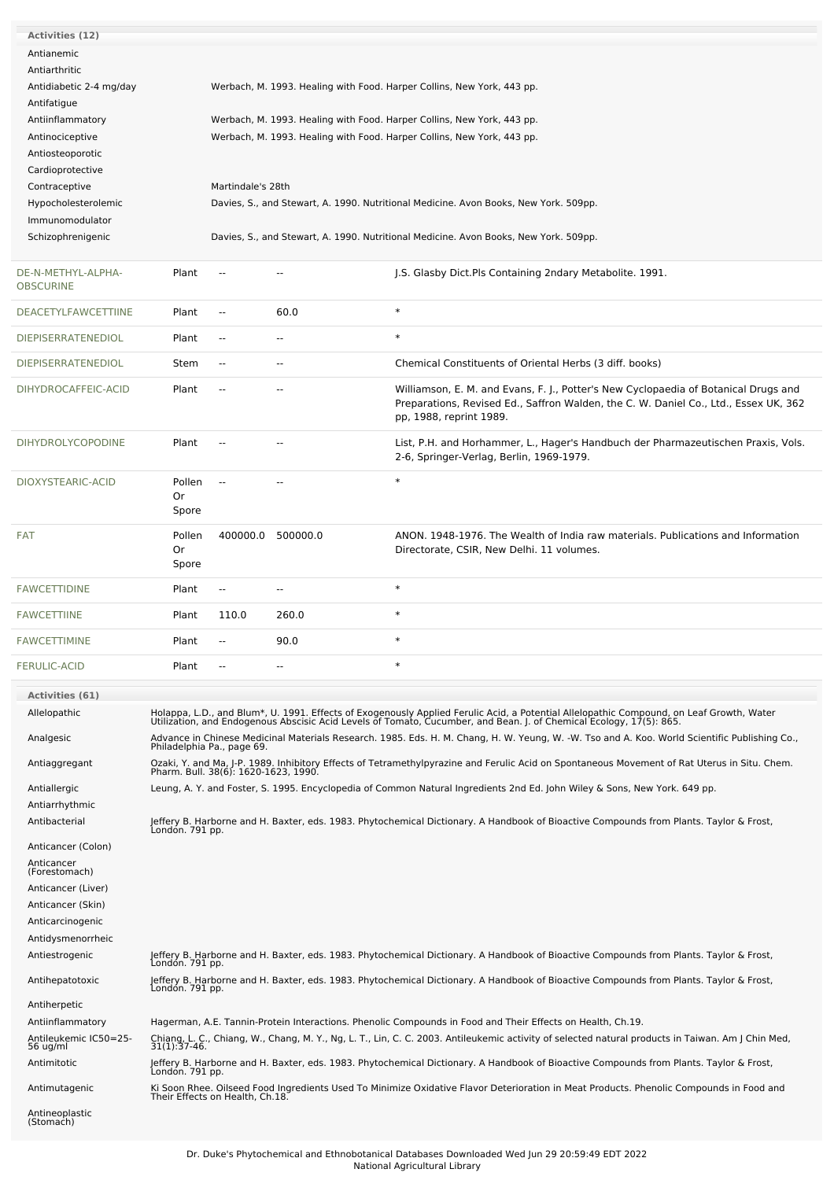**Activities (12)**

| Activity | Reference |
|---|---|
| Antianemic | |
| Antiarthritic | |
| Antidiabetic 2-4 mg/day | Werbach, M. 1993. Healing with Food. Harper Collins, New York, 443 pp. |
| Antifatigue | |
| Antiinflammatory | Werbach, M. 1993. Healing with Food. Harper Collins, New York, 443 pp. |
| Antinociceptive | Werbach, M. 1993. Healing with Food. Harper Collins, New York, 443 pp. |
| Antiosteoporotic | |
| Cardioprotective | |
| Contraceptive | Martindale's 28th |
| Hypocholesterolemic | Davies, S., and Stewart, A. 1990. Nutritional Medicine. Avon Books, New York. 509pp. |
| Immunomodulator | |
| Schizophrenigenic | Davies, S., and Stewart, A. 1990. Nutritional Medicine. Avon Books, New York. 509pp. |

| Chemical | Part | Low | High | Reference |
|---|---|---|---|---|
| DE-N-METHYL-ALPHA-OBSCURINE | Plant | -- | -- | J.S. Glasby Dict.Pls Containing 2ndary Metabolite. 1991. |
| DEACETYLFAWCETTIINE | Plant | -- | 60.0 | * |
| DIEPISERRATENEDIOL | Plant | -- | -- | * |
| DIEPISERRATENEDIOL | Stem | -- | -- | Chemical Constituents of Oriental Herbs (3 diff. books) |
| DIHYDROCAFFEIC-ACID | Plant | -- | -- | Williamson, E. M. and Evans, F. J., Potter's New Cyclopaedia of Botanical Drugs and Preparations, Revised Ed., Saffron Walden, the C. W. Daniel Co., Ltd., Essex UK, 362 pp, 1988, reprint 1989. |
| DIHYDROLYCOPODINE | Plant | -- | -- | List, P.H. and Horhammer, L., Hager's Handbuch der Pharmazeutischen Praxis, Vols. 2-6, Springer-Verlag, Berlin, 1969-1979. |
| DIOXYSTEARIC-ACID | Pollen Or Spore | -- | -- | * |
| FAT | Pollen Or Spore | 400000.0 | 500000.0 | ANON. 1948-1976. The Wealth of India raw materials. Publications and Information Directorate, CSIR, New Delhi. 11 volumes. |
| FAWCETTIDINE | Plant | -- | -- | * |
| FAWCETTIINE | Plant | 110.0 | 260.0 | * |
| FAWCETTIMINE | Plant | -- | 90.0 | * |
| FERULIC-ACID | Plant | -- | -- | * |

**Activities (61)**

| Activity | Reference |
|---|---|
| Allelopathic | Holappa, L.D., and Blum*, U. 1991. Effects of Exogenously Applied Ferulic Acid, a Potential Allelopathic Compound, on Leaf Growth, Water Utilization, and Endogenous Abscisic Acid Levels of Tomato, Cucumber, and Bean. J. of Chemical Ecology, 17(5): 865. |
| Analgesic | Advance in Chinese Medicinal Materials Research. 1985. Eds. H. M. Chang, H. W. Yeung, W. -W. Tso and A. Koo. World Scientific Publishing Co., Philadelphia Pa., page 69. |
| Antiaggregant | Ozaki, Y. and Ma, J-P. 1989. Inhibitory Effects of Tetramethylpyrazine and Ferulic Acid on Spontaneous Movement of Rat Uterus in Situ. Chem. Pharm. Bull. 38(6): 1620-1623, 1990. |
| Antiallergic | Leung, A. Y. and Foster, S. 1995. Encyclopedia of Common Natural Ingredients 2nd Ed. John Wiley & Sons, New York. 649 pp. |
| Antiarrhythmic | |
| Antibacterial | Jeffery B. Harborne and H. Baxter, eds. 1983. Phytochemical Dictionary. A Handbook of Bioactive Compounds from Plants. Taylor & Frost, London. 791 pp. |
| Anticancer (Colon) | |
| Anticancer (Forestomach) | |
| Anticancer (Liver) | |
| Anticancer (Skin) | |
| Anticarcinogenic | |
| Antidysmenorrheic | |
| Antiestrogenic | Jeffery B. Harborne and H. Baxter, eds. 1983. Phytochemical Dictionary. A Handbook of Bioactive Compounds from Plants. Taylor & Frost, London. 791 pp. |
| Antihepatotoxic | Jeffery B. Harborne and H. Baxter, eds. 1983. Phytochemical Dictionary. A Handbook of Bioactive Compounds from Plants. Taylor & Frost, London. 791 pp. |
| Antiherpetic | |
| Antiinflammatory | Hagerman, A.E. Tannin-Protein Interactions. Phenolic Compounds in Food and Their Effects on Health, Ch.19. |
| Antileukemic IC50=25-56 ug/ml | Chiang, L. C., Chiang, W., Chang, M. Y., Ng, L. T., Lin, C. C. 2003. Antileukemic activity of selected natural products in Taiwan. Am J Chin Med, 31(1):37-46. |
| Antimitotic | Jeffery B. Harborne and H. Baxter, eds. 1983. Phytochemical Dictionary. A Handbook of Bioactive Compounds from Plants. Taylor & Frost, London. 791 pp. |
| Antimutagenic | Ki Soon Rhee. Oilseed Food Ingredients Used To Minimize Oxidative Flavor Deterioration in Meat Products. Phenolic Compounds in Food and Their Effects on Health, Ch.18. |
| Antineoplastic (Stomach) | |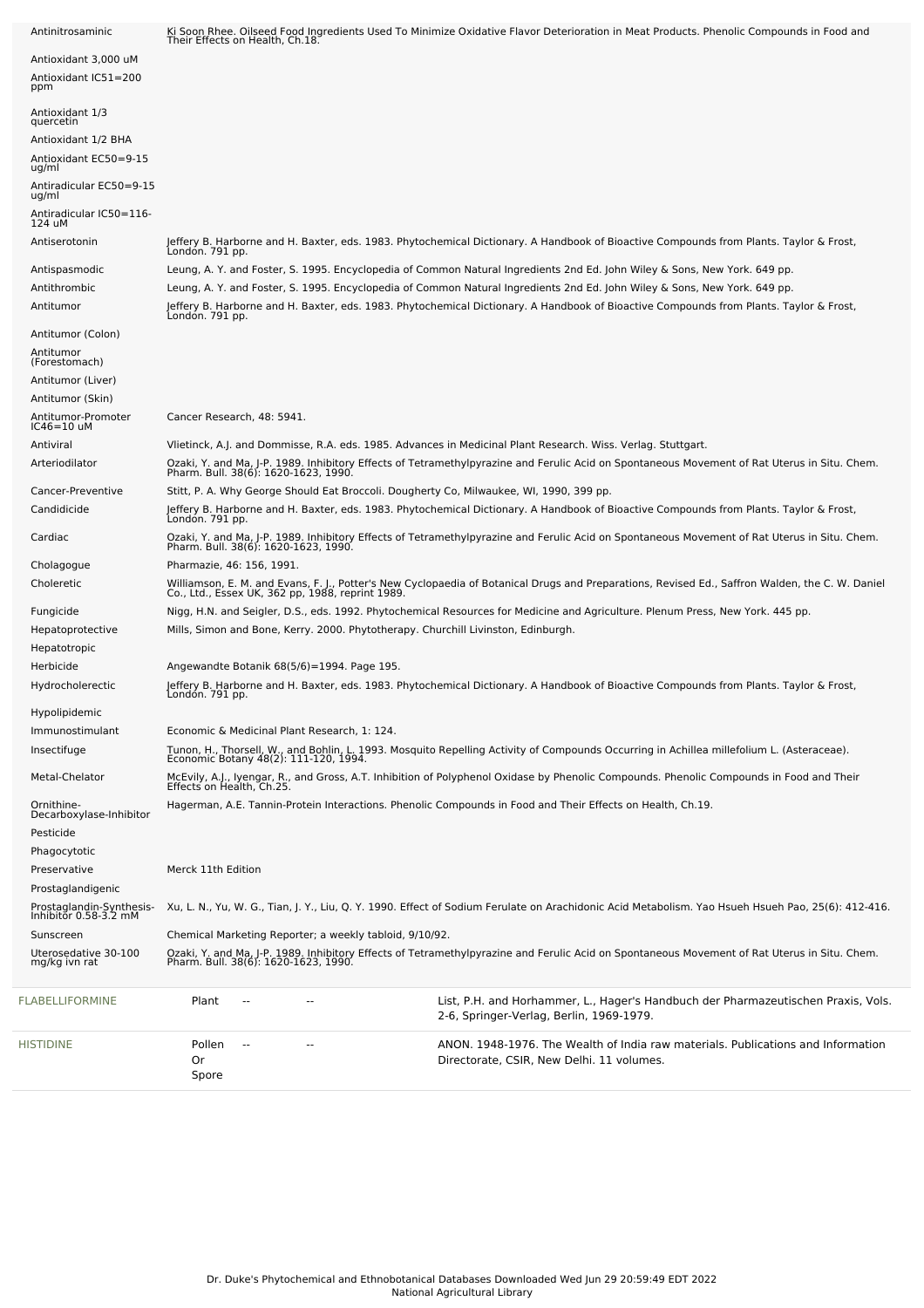| Activity | Reference |
|---|---|
| Antinitrosaminic | Ki Soon Rhee. Oilseed Food Ingredients Used To Minimize Oxidative Flavor Deterioration in Meat Products. Phenolic Compounds in Food and Their Effects on Health, Ch.18. |
| Antioxidant 3,000 uM | |
| Antioxidant IC51=200 ppm | |
| Antioxidant 1/3 quercetin | |
| Antioxidant 1/2 BHA | |
| Antioxidant EC50=9-15 ug/ml | |
| Antiradicular EC50=9-15 ug/ml | |
| Antiradicular IC50=116-124 uM | |
| Antiserotonin | Jeffery B. Harborne and H. Baxter, eds. 1983. Phytochemical Dictionary. A Handbook of Bioactive Compounds from Plants. Taylor & Frost, London. 791 pp. |
| Antispasmodic | Leung, A. Y. and Foster, S. 1995. Encyclopedia of Common Natural Ingredients 2nd Ed. John Wiley & Sons, New York. 649 pp. |
| Antithrombic | Leung, A. Y. and Foster, S. 1995. Encyclopedia of Common Natural Ingredients 2nd Ed. John Wiley & Sons, New York. 649 pp. |
| Antitumor | Jeffery B. Harborne and H. Baxter, eds. 1983. Phytochemical Dictionary. A Handbook of Bioactive Compounds from Plants. Taylor & Frost, London. 791 pp. |
| Antitumor (Colon) | |
| Antitumor (Forestomach) | |
| Antitumor (Liver) | |
| Antitumor (Skin) | |
| Antitumor-Promoter IC46=10 uM | Cancer Research, 48: 5941. |
| Antiviral | Vlietinck, A.J. and Dommisse, R.A. eds. 1985. Advances in Medicinal Plant Research. Wiss. Verlag. Stuttgart. |
| Arteriodilator | Ozaki, Y. and Ma, J-P. 1989. Inhibitory Effects of Tetramethylpyrazine and Ferulic Acid on Spontaneous Movement of Rat Uterus in Situ. Chem. Pharm. Bull. 38(6): 1620-1623, 1990. |
| Cancer-Preventive | Stitt, P. A. Why George Should Eat Broccoli. Dougherty Co, Milwaukee, WI, 1990, 399 pp. |
| Candidicide | Jeffery B. Harborne and H. Baxter, eds. 1983. Phytochemical Dictionary. A Handbook of Bioactive Compounds from Plants. Taylor & Frost, London. 791 pp. |
| Cardiac | Ozaki, Y. and Ma, J-P. 1989. Inhibitory Effects of Tetramethylpyrazine and Ferulic Acid on Spontaneous Movement of Rat Uterus in Situ. Chem. Pharm. Bull. 38(6): 1620-1623, 1990. |
| Cholagogue | Pharmazie, 46: 156, 1991. |
| Choleretic | Williamson, E. M. and Evans, F. J., Potter's New Cyclopaedia of Botanical Drugs and Preparations, Revised Ed., Saffron Walden, the C. W. Daniel Co., Ltd., Essex UK, 362 pp, 1988, reprint 1989. |
| Fungicide | Nigg, H.N. and Seigler, D.S., eds. 1992. Phytochemical Resources for Medicine and Agriculture. Plenum Press, New York. 445 pp. |
| Hepatoprotective | Mills, Simon and Bone, Kerry. 2000. Phytotherapy. Churchill Livinston, Edinburgh. |
| Hepatotropic | |
| Herbicide | Angewandte Botanik 68(5/6)=1994. Page 195. |
| Hydrocholerectic | Jeffery B. Harborne and H. Baxter, eds. 1983. Phytochemical Dictionary. A Handbook of Bioactive Compounds from Plants. Taylor & Frost, London. 791 pp. |
| Hypolipidemic | |
| Immunostimulant | Economic & Medicinal Plant Research, 1: 124. |
| Insectifuge | Tunon, H., Thorsell, W., and Bohlin, L. 1993. Mosquito Repelling Activity of Compounds Occurring in Achillea millefolium L. (Asteraceae). Economic Botany 48(2): 111-120, 1994. |
| Metal-Chelator | McEvily, A.J., Iyengar, R., and Gross, A.T. Inhibition of Polyphenol Oxidase by Phenolic Compounds. Phenolic Compounds in Food and Their Effects on Health, Ch.25. |
| Ornithine-Decarboxylase-Inhibitor | Hagerman, A.E. Tannin-Protein Interactions. Phenolic Compounds in Food and Their Effects on Health, Ch.19. |
| Pesticide | |
| Phagocytotic | |
| Preservative | Merck 11th Edition |
| Prostaglandigenic | |
| Prostaglandin-Synthesis-Inhibitor 0.58-3.2 mM | Xu, L. N., Yu, W. G., Tian, J. Y., Liu, Q. Y. 1990. Effect of Sodium Ferulate on Arachidonic Acid Metabolism. Yao Hsueh Hsueh Pao, 25(6): 412-416. |
| Sunscreen | Chemical Marketing Reporter; a weekly tabloid, 9/10/92. |
| Uterosedative 30-100 mg/kg ivn rat | Ozaki, Y. and Ma, J-P. 1989. Inhibitory Effects of Tetramethylpyrazine and Ferulic Acid on Spontaneous Movement of Rat Uterus in Situ. Chem. Pharm. Bull. 38(6): 1620-1623, 1990. |

| Chemical | Part | Low | High | Reference |
|---|---|---|---|---|
| FLABELLIFORMINE | Plant | -- | -- | List, P.H. and Horhammer, L., Hager's Handbuch der Pharmazeutischen Praxis, Vols. 2-6, Springer-Verlag, Berlin, 1969-1979. |
| HISTIDINE | Pollen Or Spore | -- | -- | ANON. 1948-1976. The Wealth of India raw materials. Publications and Information Directorate, CSIR, New Delhi. 11 volumes. |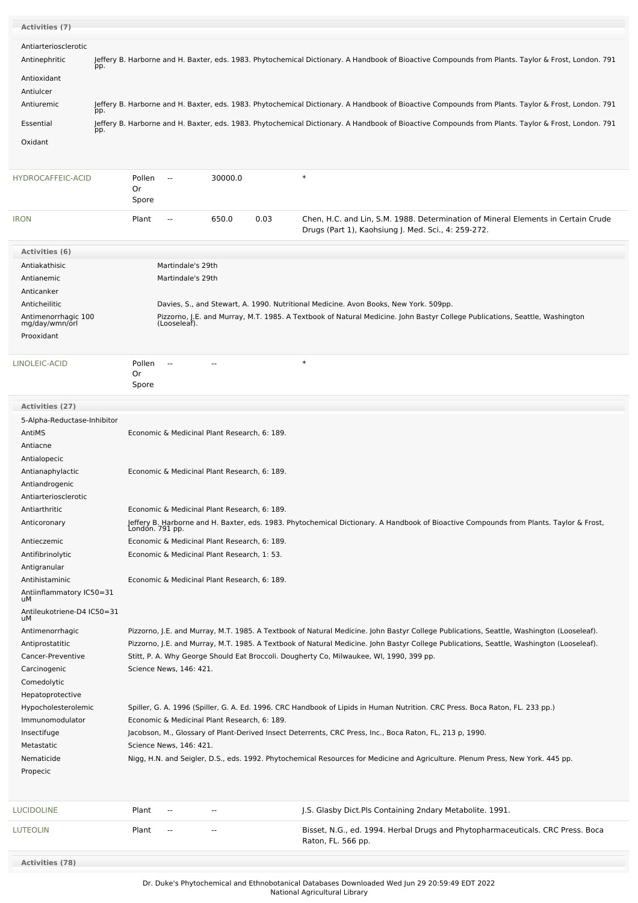**Activities (7)**

| Activity | Reference |
|---|---|
| Antiarteriosclerotic | |
| Antinephritic | Jeffery B. Harborne and H. Baxter, eds. 1983. Phytochemical Dictionary. A Handbook of Bioactive Compounds from Plants. Taylor & Frost, London. 791 pp. |
| Antioxidant | |
| Antiulcer | |
| Antiuremic | Jeffery B. Harborne and H. Baxter, eds. 1983. Phytochemical Dictionary. A Handbook of Bioactive Compounds from Plants. Taylor & Frost, London. 791 pp. |
| Essential | Jeffery B. Harborne and H. Baxter, eds. 1983. Phytochemical Dictionary. A Handbook of Bioactive Compounds from Plants. Taylor & Frost, London. 791 pp. |
| Oxidant | |

| Chemical | Part | Low | High | SD | Reference |
|---|---|---|---|---|---|
| HYDROCAFFEIC-ACID | Pollen Or Spore | -- | 30000.0 | | * |
| IRON | Plant | -- | 650.0 | 0.03 | Chen, H.C. and Lin, S.M. 1988. Determination of Mineral Elements in Certain Crude Drugs (Part 1), Kaohsiung J. Med. Sci., 4: 259-272. |

**Activities (6)**

| Activity | Reference |
|---|---|
| Antiakathisic | Martindale's 29th |
| Antianemic | Martindale's 29th |
| Anticanker | |
| Anticheilitic | Davies, S., and Stewart, A. 1990. Nutritional Medicine. Avon Books, New York. 509pp. |
| Antimenorrhagic 100 mg/day/wmn/orl | Pizzorno, J.E. and Murray, M.T. 1985. A Textbook of Natural Medicine. John Bastyr College Publications, Seattle, Washington (Looseleaf). |
| Prooxidant | |

| Chemical | Part | Low | High | SD | Reference |
|---|---|---|---|---|---|
| LINOLEIC-ACID | Pollen Or Spore | -- | -- | | * |

**Activities (27)**

| Activity | Reference |
|---|---|
| 5-Alpha-Reductase-Inhibitor | |
| AntiMS | Economic & Medicinal Plant Research, 6: 189. |
| Antiacne | |
| Antialopecic | |
| Antianaphylactic | Economic & Medicinal Plant Research, 6: 189. |
| Antiandrogenic | |
| Antiarteriosclerotic | |
| Antiarthritic | Economic & Medicinal Plant Research, 6: 189. |
| Anticoronary | Jeffery B. Harborne and H. Baxter, eds. 1983. Phytochemical Dictionary. A Handbook of Bioactive Compounds from Plants. Taylor & Frost, London. 791 pp. |
| Antieczemic | Economic & Medicinal Plant Research, 6: 189. |
| Antifibrinolytic | Economic & Medicinal Plant Research, 1: 53. |
| Antigranular | |
| Antihistaminic | Economic & Medicinal Plant Research, 6: 189. |
| Antiinflammatory IC50=31 uM | |
| Antileukotriene-D4 IC50=31 uM | |
| Antimenorrhagic | Pizzorno, J.E. and Murray, M.T. 1985. A Textbook of Natural Medicine. John Bastyr College Publications, Seattle, Washington (Looseleaf). |
| Antiprostatitic | Pizzorno, J.E. and Murray, M.T. 1985. A Textbook of Natural Medicine. John Bastyr College Publications, Seattle, Washington (Looseleaf). |
| Cancer-Preventive | Stitt, P. A. Why George Should Eat Broccoli. Dougherty Co, Milwaukee, WI, 1990, 399 pp. |
| Carcinogenic | Science News, 146: 421. |
| Comedolytic | |
| Hepatoprotective | |
| Hypocholesterolemic | Spiller, G. A. 1996 (Spiller, G. A. Ed. 1996. CRC Handbook of Lipids in Human Nutrition. CRC Press. Boca Raton, FL. 233 pp.) |
| Immunomodulator | Economic & Medicinal Plant Research, 6: 189. |
| Insectifuge | Jacobson, M., Glossary of Plant-Derived Insect Deterrents, CRC Press, Inc., Boca Raton, FL, 213 p, 1990. |
| Metastatic | Science News, 146: 421. |
| Nematicide | Nigg, H.N. and Seigler, D.S., eds. 1992. Phytochemical Resources for Medicine and Agriculture. Plenum Press, New York. 445 pp. |
| Propecic | |

| Chemical | Part | Low | High | SD | Reference |
|---|---|---|---|---|---|
| LUCIDOLINE | Plant | -- | -- | | J.S. Glasby Dict.Pls Containing 2ndary Metabolite. 1991. |
| LUTEOLIN | Plant | -- | -- | | Bisset, N.G., ed. 1994. Herbal Drugs and Phytopharmaceuticals. CRC Press. Boca Raton, FL. 566 pp. |

**Activities (78)**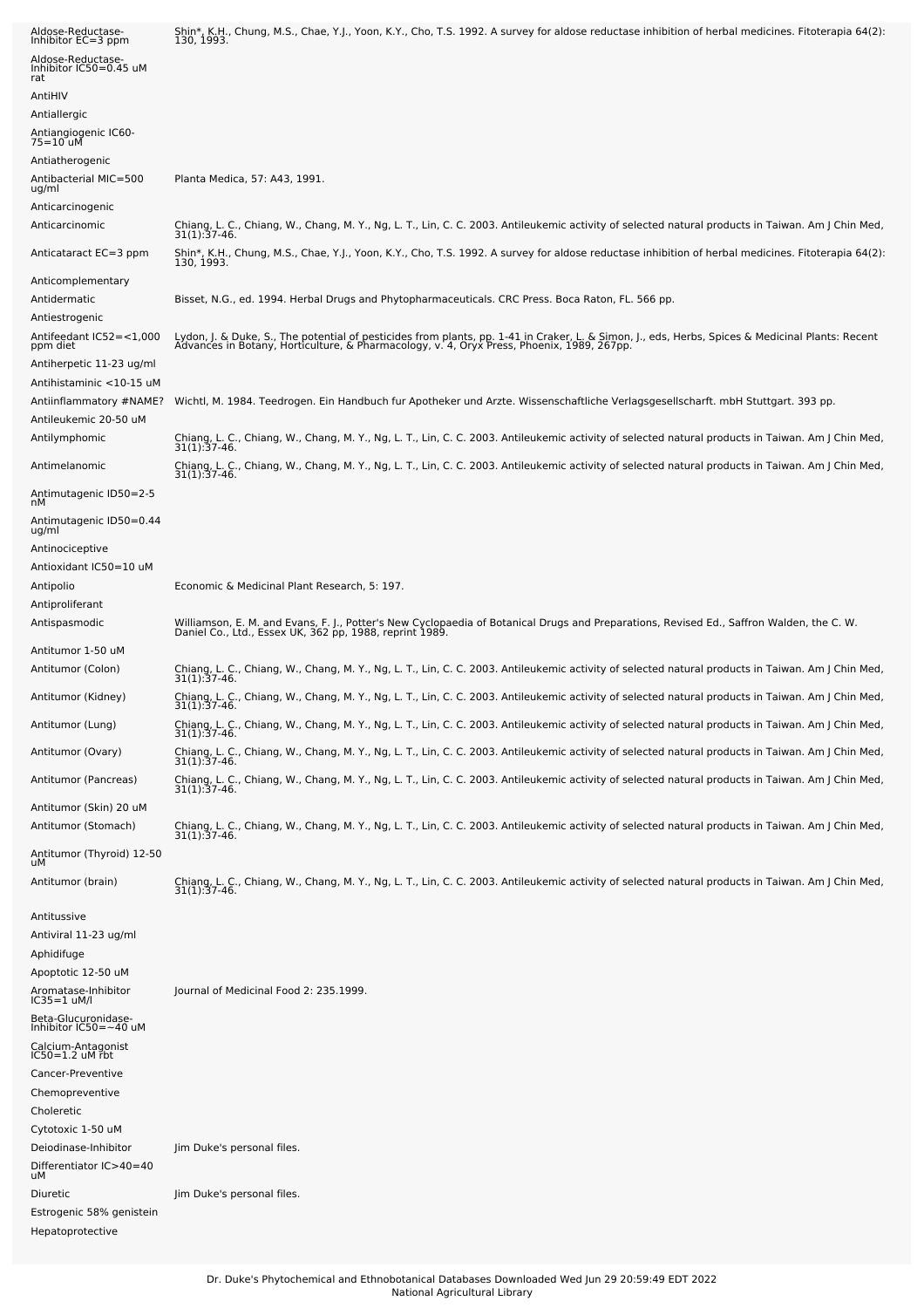| | |
|---|---|
| Aldose-Reductase-Inhibitor EC=3 ppm | Shin*, K.H., Chung, M.S., Chae, Y.J., Yoon, K.Y., Cho, T.S. 1992. A survey for aldose reductase inhibition of herbal medicines. Fitoterapia 64(2): 130, 1993. |
| Aldose-Reductase-Inhibitor IC50=0.45 uM rat | |
| AntiHIV | |
| Antiallergic | |
| Antiangiogenic IC60-75=10 uM | |
| Antiatherogenic | |
| Antibacterial MIC=500 ug/ml | Planta Medica, 57: A43, 1991. |
| Anticarcinogenic | |
| Anticarcinomic | Chiang, L. C., Chiang, W., Chang, M. Y., Ng, L. T., Lin, C. C. 2003. Antileukemic activity of selected natural products in Taiwan. Am J Chin Med, 31(1):37-46. |
| Anticataract EC=3 ppm | Shin*, K.H., Chung, M.S., Chae, Y.J., Yoon, K.Y., Cho, T.S. 1992. A survey for aldose reductase inhibition of herbal medicines. Fitoterapia 64(2): 130, 1993. |
| Anticomplementary | |
| Antidermatic | Bisset, N.G., ed. 1994. Herbal Drugs and Phytopharmaceuticals. CRC Press. Boca Raton, FL. 566 pp. |
| Antiestrogenic | |
| Antifeedant IC52=<1,000 ppm diet | Lydon, J. & Duke, S., The potential of pesticides from plants, pp. 1-41 in Craker, L. & Simon, J., eds, Herbs, Spices & Medicinal Plants: Recent Advances in Botany, Horticulture, & Pharmacology, v. 4, Oryx Press, Phoenix, 1989, 267pp. |
| Antiherpetic 11-23 ug/ml | |
| Antihistaminic <10-15 uM | |
| Antiinflammatory #NAME? | Wichtl, M. 1984. Teedrogen. Ein Handbuch fur Apotheker und Arzte. Wissenschaftliche Verlagsgesellscharft. mbH Stuttgart. 393 pp. |
| Antileukemic 20-50 uM | |
| Antilymphomic | Chiang, L. C., Chiang, W., Chang, M. Y., Ng, L. T., Lin, C. C. 2003. Antileukemic activity of selected natural products in Taiwan. Am J Chin Med, 31(1):37-46. |
| Antimelanomic | Chiang, L. C., Chiang, W., Chang, M. Y., Ng, L. T., Lin, C. C. 2003. Antileukemic activity of selected natural products in Taiwan. Am J Chin Med, 31(1):37-46. |
| Antimutagenic ID50=2-5 nM | |
| Antimutagenic ID50=0.44 ug/ml | |
| Antinociceptive | |
| Antioxidant IC50=10 uM | |
| Antipolio | Economic & Medicinal Plant Research, 5: 197. |
| Antiproliferant | |
| Antispasmodic | Williamson, E. M. and Evans, F. J., Potter's New Cyclopaedia of Botanical Drugs and Preparations, Revised Ed., Saffron Walden, the C. W. Daniel Co., Ltd., Essex UK, 362 pp, 1988, reprint 1989. |
| Antitumor 1-50 uM | |
| Antitumor (Colon) | Chiang, L. C., Chiang, W., Chang, M. Y., Ng, L. T., Lin, C. C. 2003. Antileukemic activity of selected natural products in Taiwan. Am J Chin Med, 31(1):37-46. |
| Antitumor (Kidney) | Chiang, L. C., Chiang, W., Chang, M. Y., Ng, L. T., Lin, C. C. 2003. Antileukemic activity of selected natural products in Taiwan. Am J Chin Med, 31(1):37-46. |
| Antitumor (Lung) | Chiang, L. C., Chiang, W., Chang, M. Y., Ng, L. T., Lin, C. C. 2003. Antileukemic activity of selected natural products in Taiwan. Am J Chin Med, 31(1):37-46. |
| Antitumor (Ovary) | Chiang, L. C., Chiang, W., Chang, M. Y., Ng, L. T., Lin, C. C. 2003. Antileukemic activity of selected natural products in Taiwan. Am J Chin Med, 31(1):37-46. |
| Antitumor (Pancreas) | Chiang, L. C., Chiang, W., Chang, M. Y., Ng, L. T., Lin, C. C. 2003. Antileukemic activity of selected natural products in Taiwan. Am J Chin Med, 31(1):37-46. |
| Antitumor (Skin) 20 uM | |
| Antitumor (Stomach) | Chiang, L. C., Chiang, W., Chang, M. Y., Ng, L. T., Lin, C. C. 2003. Antileukemic activity of selected natural products in Taiwan. Am J Chin Med, 31(1):37-46. |
| Antitumor (Thyroid) 12-50 uM | |
| Antitumor (brain) | Chiang, L. C., Chiang, W., Chang, M. Y., Ng, L. T., Lin, C. C. 2003. Antileukemic activity of selected natural products in Taiwan. Am J Chin Med, 31(1):37-46. |
| Antitussive | |
| Antiviral 11-23 ug/ml | |
| Aphidifuge | |
| Apoptotic 12-50 uM | |
| Aromatase-Inhibitor IC35=1 uM/l | Journal of Medicinal Food 2: 235.1999. |
| Beta-Glucuronidase-Inhibitor IC50=~40 uM | |
| Calcium-Antagonist IC50=1.2 uM rbt | |
| Cancer-Preventive | |
| Chemopreventive | |
| Choleretic | |
| Cytotoxic 1-50 uM | |
| Deiodinase-Inhibitor | Jim Duke's personal files. |
| Differentiator IC>40=40 uM | |
| Diuretic | Jim Duke's personal files. |
| Estrogenic 58% genistein | |
| Hepatoprotective | |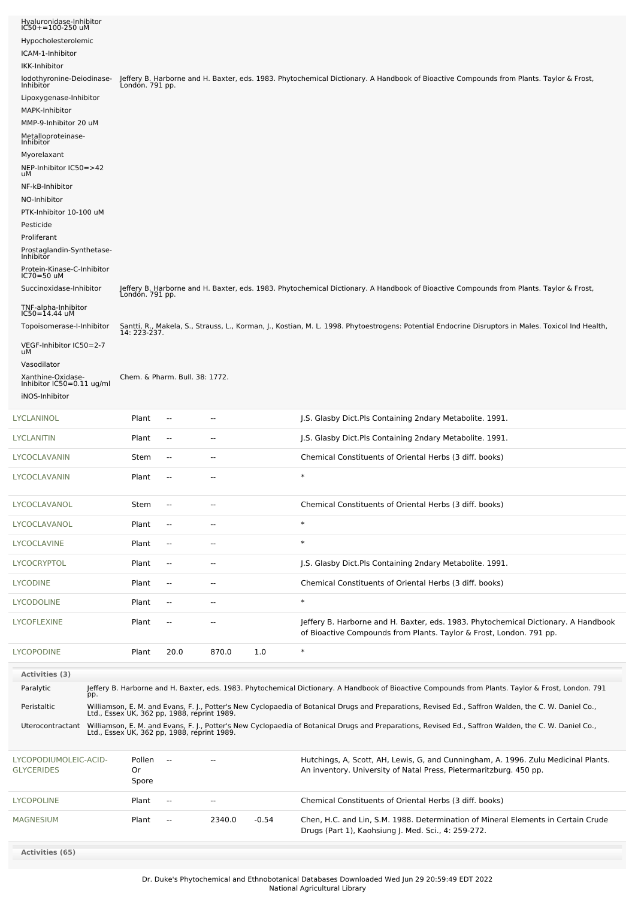| Activity | Reference |
|---|---|
| Hyaluronidase-Inhibitor IC50+=100-250 uM | |
| Hypocholesterolemic | |
| ICAM-1-Inhibitor | |
| IKK-Inhibitor | |
| Iodothyronine-Deiodinase-Inhibitor | Jeffery B. Harborne and H. Baxter, eds. 1983. Phytochemical Dictionary. A Handbook of Bioactive Compounds from Plants. Taylor & Frost, London. 791 pp. |
| Lipoxygenase-Inhibitor | |
| MAPK-Inhibitor | |
| MMP-9-Inhibitor 20 uM | |
| Metalloproteinase-Inhibitor | |
| Myorelaxant | |
| NEP-Inhibitor IC50=>42 uM | |
| NF-kB-Inhibitor | |
| NO-Inhibitor | |
| PTK-Inhibitor 10-100 uM | |
| Pesticide | |
| Proliferant | |
| Prostaglandin-Synthetase-Inhibitor | |
| Protein-Kinase-C-Inhibitor IC70=50 uM | |
| Succinoxidase-Inhibitor | Jeffery B. Harborne and H. Baxter, eds. 1983. Phytochemical Dictionary. A Handbook of Bioactive Compounds from Plants. Taylor & Frost, London. 791 pp. |
| TNF-alpha-Inhibitor IC50=14.44 uM | |
| Topoisomerase-I-Inhibitor | Santti, R., Makela, S., Strauss, L., Korman, J., Kostian, M. L. 1998. Phytoestrogens: Potential Endocrine Disruptors in Males. Toxicol Ind Health, 14: 223-237. |
| VEGF-Inhibitor IC50=2-7 uM | |
| Vasodilator | |
| Xanthine-Oxidase-Inhibitor IC50=0.11 ug/ml | Chem. & Pharm. Bull. 38: 1772. |
| iNOS-Inhibitor | |

| Chemical | Part | Low | High | SD | Reference |
|---|---|---|---|---|---|
| LYCLANINOL | Plant | -- | -- | | J.S. Glasby Dict.Pls Containing 2ndary Metabolite. 1991. |
| LYCLANITIN | Plant | -- | -- | | J.S. Glasby Dict.Pls Containing 2ndary Metabolite. 1991. |
| LYCOCLAVANIN | Stem | -- | -- | | Chemical Constituents of Oriental Herbs (3 diff. books) |
| LYCOCLAVANIN | Plant | -- | -- | | * |
| LYCOCLAVANOL | Stem | -- | -- | | Chemical Constituents of Oriental Herbs (3 diff. books) |
| LYCOCLAVANOL | Plant | -- | -- | | * |
| LYCOCLAVINE | Plant | -- | -- | | * |
| LYCOCRYPTOL | Plant | -- | -- | | J.S. Glasby Dict.Pls Containing 2ndary Metabolite. 1991. |
| LYCODINE | Plant | -- | -- | | Chemical Constituents of Oriental Herbs (3 diff. books) |
| LYCODOLINE | Plant | -- | -- | | * |
| LYCOFLEXINE | Plant | -- | -- | | Jeffery B. Harborne and H. Baxter, eds. 1983. Phytochemical Dictionary. A Handbook of Bioactive Compounds from Plants. Taylor & Frost, London. 791 pp. |
| LYCOPODINE | Plant | 20.0 | 870.0 | 1.0 | * |

**Activities (3)**

| Activity | Reference |
|---|---|
| Paralytic | Jeffery B. Harborne and H. Baxter, eds. 1983. Phytochemical Dictionary. A Handbook of Bioactive Compounds from Plants. Taylor & Frost, London. 791 pp. |
| Peristaltic | Williamson, E. M. and Evans, F. J., Potter's New Cyclopaedia of Botanical Drugs and Preparations, Revised Ed., Saffron Walden, the C. W. Daniel Co., Ltd., Essex UK, 362 pp, 1988, reprint 1989. |
| Uterocontractant | Williamson, E. M. and Evans, F. J., Potter's New Cyclopaedia of Botanical Drugs and Preparations, Revised Ed., Saffron Walden, the C. W. Daniel Co., Ltd., Essex UK, 362 pp, 1988, reprint 1989. |

| Chemical | Part | Low | High | SD | Reference |
|---|---|---|---|---|---|
| LYCOPODIUMOLEIC-ACID-GLYCERIDES | Pollen Or Spore | -- | -- | | Hutchings, A, Scott, AH, Lewis, G, and Cunningham, A. 1996. Zulu Medicinal Plants. An inventory. University of Natal Press, Pietermaritzburg. 450 pp. |
| LYCOPOLINE | Plant | -- | -- | | Chemical Constituents of Oriental Herbs (3 diff. books) |
| MAGNESIUM | Plant | -- | 2340.0 | -0.54 | Chen, H.C. and Lin, S.M. 1988. Determination of Mineral Elements in Certain Crude Drugs (Part 1), Kaohsiung J. Med. Sci., 4: 259-272. |

**Activities (65)**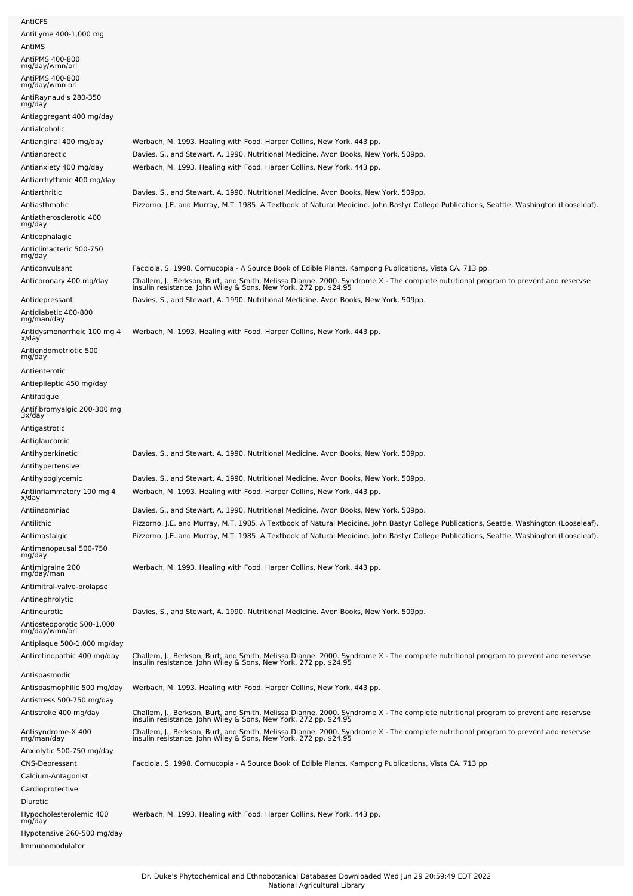| | |
|---|---|
| AntiCFS | |
| AntiLyme 400-1,000 mg | |
| AntiMS | |
| AntiPMS 400-800 mg/day/wmn/orl | |
| AntiPMS 400-800 mg/day/wmn orl | |
| AntiRaynaud's 280-350 mg/day | |
| Antiaggregant 400 mg/day | |
| Antialcoholic | |
| Antianginal 400 mg/day | Werbach, M. 1993. Healing with Food. Harper Collins, New York, 443 pp. |
| Antianorectic | Davies, S., and Stewart, A. 1990. Nutritional Medicine. Avon Books, New York. 509pp. |
| Antianxiety 400 mg/day | Werbach, M. 1993. Healing with Food. Harper Collins, New York, 443 pp. |
| Antiarrhythmic 400 mg/day | |
| Antiarthritic | Davies, S., and Stewart, A. 1990. Nutritional Medicine. Avon Books, New York. 509pp. |
| Antiasthmatic | Pizzorno, J.E. and Murray, M.T. 1985. A Textbook of Natural Medicine. John Bastyr College Publications, Seattle, Washington (Looseleaf). |
| Antiatherosclerotic 400 mg/day | |
| Anticephalagic | |
| Anticlimacteric 500-750 mg/day | |
| Anticonvulsant | Facciola, S. 1998. Cornucopia - A Source Book of Edible Plants. Kampong Publications, Vista CA. 713 pp. |
| Anticoronary 400 mg/day | Challem, J., Berkson, Burt, and Smith, Melissa Dianne. 2000. Syndrome X - The complete nutritional program to prevent and reservse insulin resistance. John Wiley & Sons, New York. 272 pp. $24.95 |
| Antidepressant | Davies, S., and Stewart, A. 1990. Nutritional Medicine. Avon Books, New York. 509pp. |
| Antidiabetic 400-800 mg/man/day | |
| Antidysmenorrheic 100 mg 4 x/day | Werbach, M. 1993. Healing with Food. Harper Collins, New York, 443 pp. |
| Antiendometriotic 500 mg/day | |
| Antienterotic | |
| Antiepileptic 450 mg/day | |
| Antifatigue | |
| Antifibromyalgic 200-300 mg 3x/day | |
| Antigastrotic | |
| Antiglaucomic | |
| Antihyperkinetic | Davies, S., and Stewart, A. 1990. Nutritional Medicine. Avon Books, New York. 509pp. |
| Antihypertensive | |
| Antihypoglycemic | Davies, S., and Stewart, A. 1990. Nutritional Medicine. Avon Books, New York. 509pp. |
| Antiinflammatory 100 mg 4 x/day | Werbach, M. 1993. Healing with Food. Harper Collins, New York, 443 pp. |
| Antiinsomniac | Davies, S., and Stewart, A. 1990. Nutritional Medicine. Avon Books, New York. 509pp. |
| Antilithic | Pizzorno, J.E. and Murray, M.T. 1985. A Textbook of Natural Medicine. John Bastyr College Publications, Seattle, Washington (Looseleaf). |
| Antimastalgic | Pizzorno, J.E. and Murray, M.T. 1985. A Textbook of Natural Medicine. John Bastyr College Publications, Seattle, Washington (Looseleaf). |
| Antimenopausal 500-750 mg/day | |
| Antimigraine 200 mg/day/man | Werbach, M. 1993. Healing with Food. Harper Collins, New York, 443 pp. |
| Antimitral-valve-prolapse | |
| Antinephrolytic | |
| Antineurotic | Davies, S., and Stewart, A. 1990. Nutritional Medicine. Avon Books, New York. 509pp. |
| Antiosteoporotic 500-1,000 mg/day/wmn/orl | |
| Antiplaque 500-1,000 mg/day | |
| Antiretinopathic 400 mg/day | Challem, J., Berkson, Burt, and Smith, Melissa Dianne. 2000. Syndrome X - The complete nutritional program to prevent and reservse insulin resistance. John Wiley & Sons, New York. 272 pp. $24.95 |
| Antispasmodic | |
| Antispasmophilic 500 mg/day | Werbach, M. 1993. Healing with Food. Harper Collins, New York, 443 pp. |
| Antistress 500-750 mg/day | |
| Antistroke 400 mg/day | Challem, J., Berkson, Burt, and Smith, Melissa Dianne. 2000. Syndrome X - The complete nutritional program to prevent and reservse insulin resistance. John Wiley & Sons, New York. 272 pp. $24.95 |
| Antisyndrome-X 400 mg/man/day | Challem, J., Berkson, Burt, and Smith, Melissa Dianne. 2000. Syndrome X - The complete nutritional program to prevent and reservse insulin resistance. John Wiley & Sons, New York. 272 pp. $24.95 |
| Anxiolytic 500-750 mg/day | |
| CNS-Depressant | Facciola, S. 1998. Cornucopia - A Source Book of Edible Plants. Kampong Publications, Vista CA. 713 pp. |
| Calcium-Antagonist | |
| Cardioprotective | |
| Diuretic | |
| Hypocholesterolemic 400 mg/day | Werbach, M. 1993. Healing with Food. Harper Collins, New York, 443 pp. |
| Hypotensive 260-500 mg/day | |
| Immunomodulator | |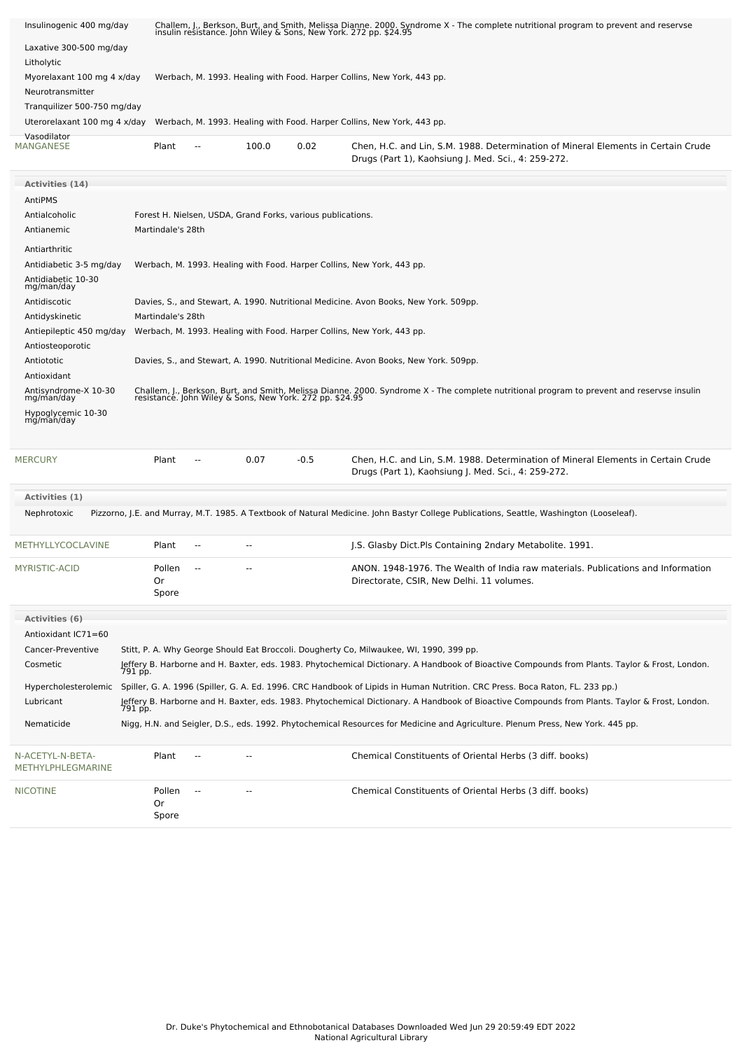| Activity | Reference |
|---|---|
| Insulinogenic 400 mg/day | Challem, J., Berkson, Burt, and Smith, Melissa Dianne. 2000. Syndrome X - The complete nutritional program to prevent and reservse insulin resistance. John Wiley & Sons, New York. 272 pp. $24.95 |
| Laxative 300-500 mg/day | |
| Litholytic | |
| Myorelaxant 100 mg 4 x/day | Werbach, M. 1993. Healing with Food. Harper Collins, New York, 443 pp. |
| Neurotransmitter | |
| Tranquilizer 500-750 mg/day | |
| Uterorelaxant 100 mg 4 x/day | Werbach, M. 1993. Healing with Food. Harper Collins, New York, 443 pp. |
| Vasodilator | |

| Chemical | Part | Low PPM | High PPM | StdDev | Reference |
|---|---|---|---|---|---|
| MANGANESE | Plant | -- | 100.0 | 0.02 | Chen, H.C. and Lin, S.M. 1988. Determination of Mineral Elements in Certain Crude Drugs (Part 1), Kaohsiung J. Med. Sci., 4: 259-272. |

**Activities (14)**

| Activity | Reference |
|---|---|
| AntiPMS | |
| Antialcoholic | Forest H. Nielsen, USDA, Grand Forks, various publications. |
| Antianemic | Martindale's 28th |
| Antiarthritic | |
| Antidiabetic 3-5 mg/day | Werbach, M. 1993. Healing with Food. Harper Collins, New York, 443 pp. |
| Antidiabetic 10-30 mg/man/day | |
| Antidiscotic | Davies, S., and Stewart, A. 1990. Nutritional Medicine. Avon Books, New York. 509pp. |
| Antidyskinetic | Martindale's 28th |
| Antiepileptic 450 mg/day | Werbach, M. 1993. Healing with Food. Harper Collins, New York, 443 pp. |
| Antiosteoporotic | |
| Antiototic | Davies, S., and Stewart, A. 1990. Nutritional Medicine. Avon Books, New York. 509pp. |
| Antioxidant | |
| Antisyndrome-X 10-30 mg/man/day | Challem, J., Berkson, Burt, and Smith, Melissa Dianne. 2000. Syndrome X - The complete nutritional program to prevent and reservse insulin resistance. John Wiley & Sons, New York. 272 pp. $24.95 |
| Hypoglycemic 10-30 mg/man/day | |

| Chemical | Part | Low PPM | High PPM | StdDev | Reference |
|---|---|---|---|---|---|
| MERCURY | Plant | -- | 0.07 | -0.5 | Chen, H.C. and Lin, S.M. 1988. Determination of Mineral Elements in Certain Crude Drugs (Part 1), Kaohsiung J. Med. Sci., 4: 259-272. |

**Activities (1)**

| Activity | Reference |
|---|---|
| Nephrotoxic | Pizzorno, J.E. and Murray, M.T. 1985. A Textbook of Natural Medicine. John Bastyr College Publications, Seattle, Washington (Looseleaf). |

| Chemical | Part | Low PPM | High PPM | StdDev | Reference |
|---|---|---|---|---|---|
| METHYLLYCOCLAVINE | Plant | -- | -- | | J.S. Glasby Dict.Pls Containing 2ndary Metabolite. 1991. |
| MYRISTIC-ACID | Pollen Or Spore | -- | -- | | ANON. 1948-1976. The Wealth of India raw materials. Publications and Information Directorate, CSIR, New Delhi. 11 volumes. |

**Activities (6)**

| Activity | Reference |
|---|---|
| Antioxidant IC71=60 | |
| Cancer-Preventive | Stitt, P. A. Why George Should Eat Broccoli. Dougherty Co, Milwaukee, WI, 1990, 399 pp. |
| Cosmetic | Jeffery B. Harborne and H. Baxter, eds. 1983. Phytochemical Dictionary. A Handbook of Bioactive Compounds from Plants. Taylor & Frost, London. 791 pp. |
| Hypercholesterolemic | Spiller, G. A. 1996 (Spiller, G. A. Ed. 1996. CRC Handbook of Lipids in Human Nutrition. CRC Press. Boca Raton, FL. 233 pp.) |
| Lubricant | Jeffery B. Harborne and H. Baxter, eds. 1983. Phytochemical Dictionary. A Handbook of Bioactive Compounds from Plants. Taylor & Frost, London. 791 pp. |
| Nematicide | Nigg, H.N. and Seigler, D.S., eds. 1992. Phytochemical Resources for Medicine and Agriculture. Plenum Press, New York. 445 pp. |

| Chemical | Part | Low PPM | High PPM | StdDev | Reference |
|---|---|---|---|---|---|
| N-ACETYL-N-BETA-METHYLPHLEGMARINE | Plant | -- | -- | | Chemical Constituents of Oriental Herbs (3 diff. books) |
| NICOTINE | Pollen Or Spore | -- | -- | | Chemical Constituents of Oriental Herbs (3 diff. books) |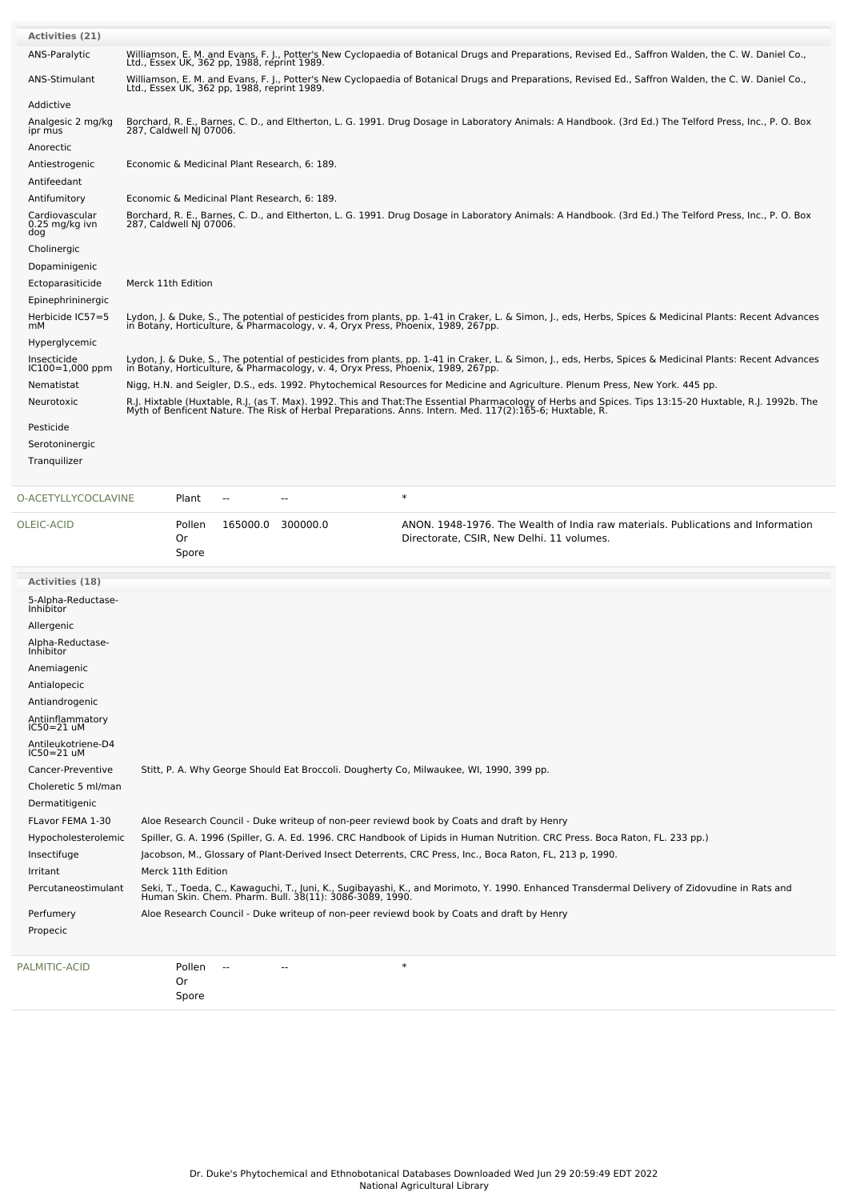**Activities (21)**

| Activity | Reference |
|---|---|
| ANS-Paralytic | Williamson, E. M. and Evans, F. J., Potter's New Cyclopaedia of Botanical Drugs and Preparations, Revised Ed., Saffron Walden, the C. W. Daniel Co., Ltd., Essex UK, 362 pp, 1988, reprint 1989. |
| ANS-Stimulant | Williamson, E. M. and Evans, F. J., Potter's New Cyclopaedia of Botanical Drugs and Preparations, Revised Ed., Saffron Walden, the C. W. Daniel Co., Ltd., Essex UK, 362 pp, 1988, reprint 1989. |
| Addictive | |
| Analgesic 2 mg/kg ipr mus | Borchard, R. E., Barnes, C. D., and Eltherton, L. G. 1991. Drug Dosage in Laboratory Animals: A Handbook. (3rd Ed.) The Telford Press, Inc., P. O. Box 287, Caldwell NJ 07006. |
| Anorectic | |
| Antiestrogenic | Economic & Medicinal Plant Research, 6: 189. |
| Antifeedant | |
| Antifumitory | Economic & Medicinal Plant Research, 6: 189. |
| Cardiovascular 0.25 mg/kg ivn dog | Borchard, R. E., Barnes, C. D., and Eltherton, L. G. 1991. Drug Dosage in Laboratory Animals: A Handbook. (3rd Ed.) The Telford Press, Inc., P. O. Box 287, Caldwell NJ 07006. |
| Cholinergic | |
| Dopaminigenic | |
| Ectoparasiticide | Merck 11th Edition |
| Epinephrininergic | |
| Herbicide IC57=5 mM | Lydon, J. & Duke, S., The potential of pesticides from plants, pp. 1-41 in Craker, L. & Simon, J., eds, Herbs, Spices & Medicinal Plants: Recent Advances in Botany, Horticulture, & Pharmacology, v. 4, Oryx Press, Phoenix, 1989, 267pp. |
| Hyperglycemic | |
| Insecticide IC100=1,000 ppm | Lydon, J. & Duke, S., The potential of pesticides from plants, pp. 1-41 in Craker, L. & Simon, J., eds, Herbs, Spices & Medicinal Plants: Recent Advances in Botany, Horticulture, & Pharmacology, v. 4, Oryx Press, Phoenix, 1989, 267pp. |
| Nematistat | Nigg, H.N. and Seigler, D.S., eds. 1992. Phytochemical Resources for Medicine and Agriculture. Plenum Press, New York. 445 pp. |
| Neurotoxic | R.J. Hixtable (Huxtable, R.J. (as T. Max). 1992. This and That:The Essential Pharmacology of Herbs and Spices. Tips 13:15-20 Huxtable, R.J. 1992b. The Myth of Benficent Nature. The Risk of Herbal Preparations. Anns. Intern. Med. 117(2):165-6; Huxtable, R. |
| Pesticide | |
| Serotoninergic | |
| Tranquilizer | |

| Chemical | Part | Low | High | Reference |
|---|---|---|---|---|
| O-ACETYLLYCOCLAVINE | Plant | -- | -- | * |
| OLEIC-ACID | Pollen Or Spore | 165000.0 | 300000.0 | ANON. 1948-1976. The Wealth of India raw materials. Publications and Information Directorate, CSIR, New Delhi. 11 volumes. |

**Activities (18)**

| Activity | Reference |
|---|---|
| 5-Alpha-Reductase-Inhibitor | |
| Allergenic | |
| Alpha-Reductase-Inhibitor | |
| Anemiagenic | |
| Antialopecic | |
| Antiandrogenic | |
| Antiinflammatory IC50=21 uM | |
| Antileukotriene-D4 IC50=21 uM | |
| Cancer-Preventive | Stitt, P. A. Why George Should Eat Broccoli. Dougherty Co, Milwaukee, WI, 1990, 399 pp. |
| Choleretic 5 ml/man | |
| Dermatitigenic | |
| FLavor FEMA 1-30 | Aloe Research Council - Duke writeup of non-peer reviewd book by Coats and draft by Henry |
| Hypocholesterolemic | Spiller, G. A. 1996 (Spiller, G. A. Ed. 1996. CRC Handbook of Lipids in Human Nutrition. CRC Press. Boca Raton, FL. 233 pp.) |
| Insectifuge | Jacobson, M., Glossary of Plant-Derived Insect Deterrents, CRC Press, Inc., Boca Raton, FL, 213 p, 1990. |
| Irritant | Merck 11th Edition |
| Percutaneostimulant | Seki, T., Toeda, C., Kawaguchi, T., Juni, K., Sugibayashi, K., and Morimoto, Y. 1990. Enhanced Transdermal Delivery of Zidovudine in Rats and Human Skin. Chem. Pharm. Bull. 38(11): 3086-3089, 1990. |
| Perfumery | Aloe Research Council - Duke writeup of non-peer reviewd book by Coats and draft by Henry |
| Propecic | |

| Chemical | Part | Low | High | Reference |
|---|---|---|---|---|
| PALMITIC-ACID | Pollen Or Spore | -- | -- | * |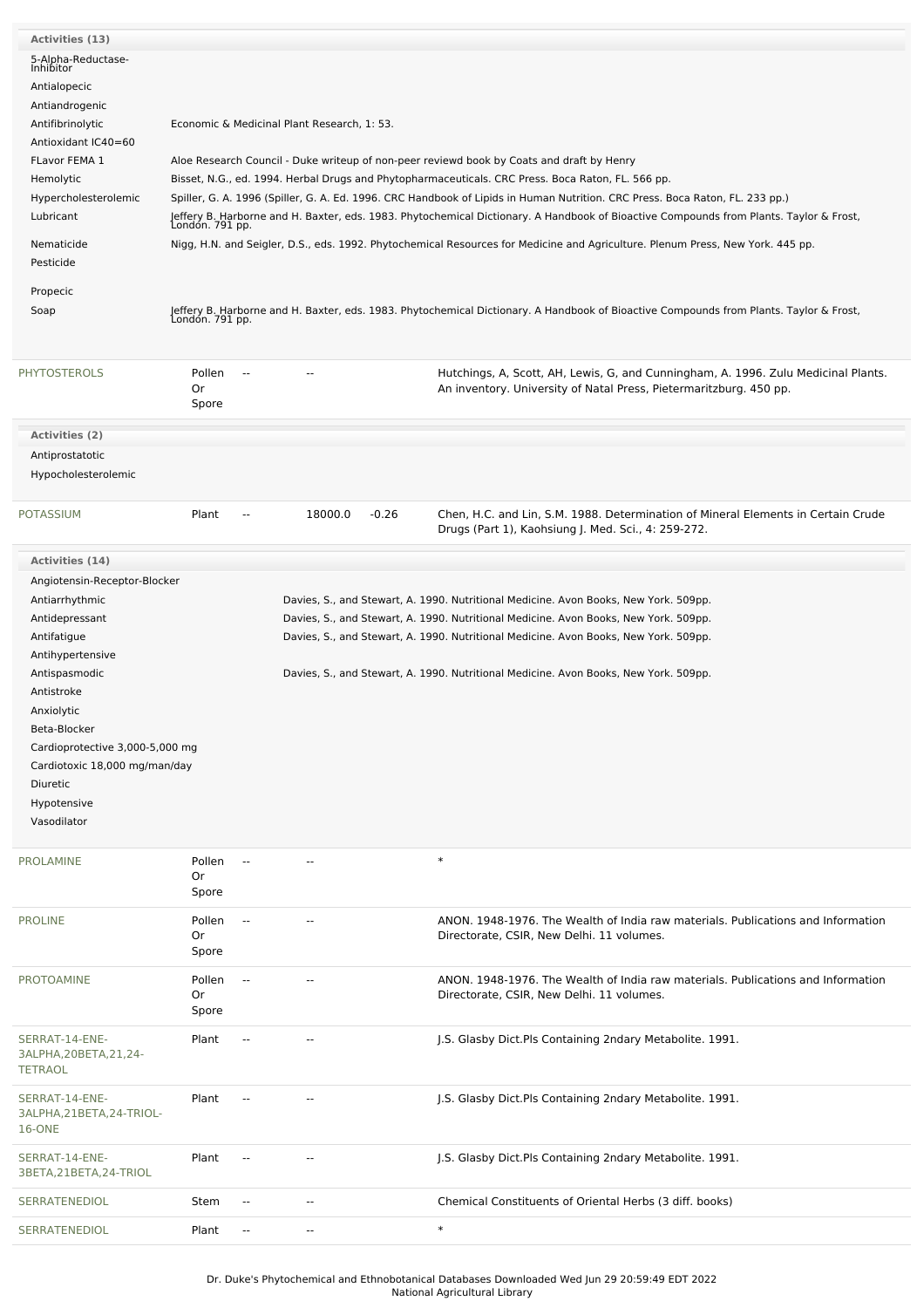**Activities (13)**

| Activity | Reference |
|---|---|
| 5-Alpha-Reductase-Inhibitor | |
| Antialopecic | |
| Antiandrogenic | |
| Antifibrinolytic | Economic & Medicinal Plant Research, 1: 53. |
| Antioxidant IC40=60 | |
| FLavor FEMA 1 | Aloe Research Council - Duke writeup of non-peer reviewd book by Coats and draft by Henry |
| Hemolytic | Bisset, N.G., ed. 1994. Herbal Drugs and Phytopharmaceuticals. CRC Press. Boca Raton, FL. 566 pp. |
| Hypercholesterolemic | Spiller, G. A. 1996 (Spiller, G. A. Ed. 1996. CRC Handbook of Lipids in Human Nutrition. CRC Press. Boca Raton, FL. 233 pp.) |
| Lubricant | Jeffery B. Harborne and H. Baxter, eds. 1983. Phytochemical Dictionary. A Handbook of Bioactive Compounds from Plants. Taylor & Frost, London. 791 pp. |
| Nematicide | Nigg, H.N. and Seigler, D.S., eds. 1992. Phytochemical Resources for Medicine and Agriculture. Plenum Press, New York. 445 pp. |
| Pesticide | |
| Propecic | |
| Soap | Jeffery B. Harborne and H. Baxter, eds. 1983. Phytochemical Dictionary. A Handbook of Bioactive Compounds from Plants. Taylor & Frost, London. 791 pp. |

| Chemical | Part | Low | High | SD | Reference |
|---|---|---|---|---|---|
| PHYTOSTEROLS | Pollen Or Spore | -- | -- | | Hutchings, A, Scott, AH, Lewis, G, and Cunningham, A. 1996. Zulu Medicinal Plants. An inventory. University of Natal Press, Pietermaritzburg. 450 pp. |

**Activities (2)**

- Antiprostatotic
- Hypocholesterolemic

| Chemical | Part | Low | High | SD | Reference |
|---|---|---|---|---|---|
| POTASSIUM | Plant | -- | 18000.0 | -0.26 | Chen, H.C. and Lin, S.M. 1988. Determination of Mineral Elements in Certain Crude Drugs (Part 1), Kaohsiung J. Med. Sci., 4: 259-272. |

**Activities (14)**

| Activity | Reference |
|---|---|
| Angiotensin-Receptor-Blocker | |
| Antiarrhythmic | Davies, S., and Stewart, A. 1990. Nutritional Medicine. Avon Books, New York. 509pp. |
| Antidepressant | Davies, S., and Stewart, A. 1990. Nutritional Medicine. Avon Books, New York. 509pp. |
| Antifatigue | Davies, S., and Stewart, A. 1990. Nutritional Medicine. Avon Books, New York. 509pp. |
| Antihypertensive | |
| Antispasmodic | Davies, S., and Stewart, A. 1990. Nutritional Medicine. Avon Books, New York. 509pp. |
| Antistroke | |
| Anxiolytic | |
| Beta-Blocker | |
| Cardioprotective 3,000-5,000 mg | |
| Cardiotoxic 18,000 mg/man/day | |
| Diuretic | |
| Hypotensive | |
| Vasodilator | |

| Chemical | Part | Low | High | SD | Reference |
|---|---|---|---|---|---|
| PROLAMINE | Pollen Or Spore | -- | -- | | * |
| PROLINE | Pollen Or Spore | -- | -- | | ANON. 1948-1976. The Wealth of India raw materials. Publications and Information Directorate, CSIR, New Delhi. 11 volumes. |
| PROTOAMINE | Pollen Or Spore | -- | -- | | ANON. 1948-1976. The Wealth of India raw materials. Publications and Information Directorate, CSIR, New Delhi. 11 volumes. |
| SERRAT-14-ENE-3ALPHA,20BETA,21,24-TETRAOL | Plant | -- | -- | | J.S. Glasby Dict.Pls Containing 2ndary Metabolite. 1991. |
| SERRAT-14-ENE-3ALPHA,21BETA,24-TRIOL-16-ONE | Plant | -- | -- | | J.S. Glasby Dict.Pls Containing 2ndary Metabolite. 1991. |
| SERRAT-14-ENE-3BETA,21BETA,24-TRIOL | Plant | -- | -- | | J.S. Glasby Dict.Pls Containing 2ndary Metabolite. 1991. |
| SERRATENEDIOL | Stem | -- | -- | | Chemical Constituents of Oriental Herbs (3 diff. books) |
| SERRATENEDIOL | Plant | -- | -- | | * |

Dr. Duke's Phytochemical and Ethnobotanical Databases Downloaded Wed Jun 29 20:59:49 EDT 2022
National Agricultural Library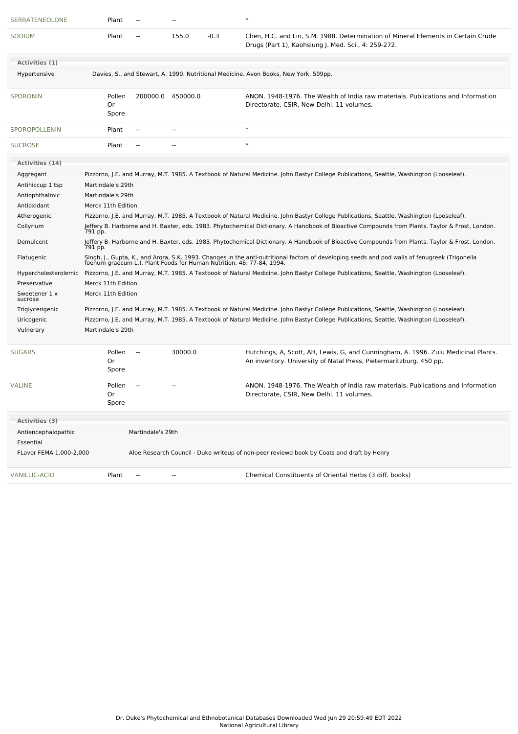| | | | | | |
|---|---|---|---|---|---|
| SERRATENEOLONE | Plant | -- | -- | | * |
| SODIUM | Plant | -- | 155.0 | -0.3 | Chen, H.C. and Lin, S.M. 1988. Determination of Mineral Elements in Certain Crude Drugs (Part 1), Kaohsiung J. Med. Sci., 4: 259-272. |

**Activities (1)**

| | |
|---|---|
| Hypertensive | Davies, S., and Stewart, A. 1990. Nutritional Medicine. Avon Books, New York. 509pp. |

| | | | | | |
|---|---|---|---|---|---|
| SPORONIN | Pollen Or Spore | 200000.0 | 450000.0 | | ANON. 1948-1976. The Wealth of India raw materials. Publications and Information Directorate, CSIR, New Delhi. 11 volumes. |
| SPOROPOLLENIN | Plant | -- | -- | | * |
| SUCROSE | Plant | -- | -- | | * |

**Activities (14)**

| | |
|---|---|
| Aggregant | Pizzorno, J.E. and Murray, M.T. 1985. A Textbook of Natural Medicine. John Bastyr College Publications, Seattle, Washington (Looseleaf). |
| Antihiccup 1 tsp | Martindale's 29th |
| Antiophthalmic | Martindale's 29th |
| Antioxidant | Merck 11th Edition |
| Atherogenic | Pizzorno, J.E. and Murray, M.T. 1985. A Textbook of Natural Medicine. John Bastyr College Publications, Seattle, Washington (Looseleaf). |
| Collyrium | Jeffery B. Harborne and H. Baxter, eds. 1983. Phytochemical Dictionary. A Handbook of Bioactive Compounds from Plants. Taylor & Frost, London. 791 pp. |
| Demulcent | Jeffery B. Harborne and H. Baxter, eds. 1983. Phytochemical Dictionary. A Handbook of Bioactive Compounds from Plants. Taylor & Frost, London. 791 pp. |
| Flatugenic | Singh, J., Gupta, K., and Arora, S.K. 1993. Changes in the anti-nutritional factors of developing seeds and pod walls of fenugreek (Trigonella foenum graecum L.). Plant Foods for Human Nutrition. 46: 77-84, 1994. |
| Hypercholesterolemic | Pizzorno, J.E. and Murray, M.T. 1985. A Textbook of Natural Medicine. John Bastyr College Publications, Seattle, Washington (Looseleaf). |
| Preservative | Merck 11th Edition |
| Sweetener 1 x sucrose | Merck 11th Edition |
| Triglycerigenic | Pizzorno, J.E. and Murray, M.T. 1985. A Textbook of Natural Medicine. John Bastyr College Publications, Seattle, Washington (Looseleaf). |
| Uricogenic | Pizzorno, J.E. and Murray, M.T. 1985. A Textbook of Natural Medicine. John Bastyr College Publications, Seattle, Washington (Looseleaf). |
| Vulnerary | Martindale's 29th |

| | | | | | |
|---|---|---|---|---|---|
| SUGARS | Pollen Or Spore | -- | 30000.0 | | Hutchings, A, Scott, AH, Lewis, G, and Cunningham, A. 1996. Zulu Medicinal Plants. An inventory. University of Natal Press, Pietermaritzburg. 450 pp. |
| VALINE | Pollen Or Spore | -- | -- | | ANON. 1948-1976. The Wealth of India raw materials. Publications and Information Directorate, CSIR, New Delhi. 11 volumes. |

**Activities (3)**

| | |
|---|---|
| Antiencephalopathic | Martindale's 29th |
| Essential | |
| FLavor FEMA 1,000-2,000 | Aloe Research Council - Duke writeup of non-peer reviewd book by Coats and draft by Henry |

| | | | | | |
|---|---|---|---|---|---|
| VANILLIC-ACID | Plant | -- | -- | | Chemical Constituents of Oriental Herbs (3 diff. books) |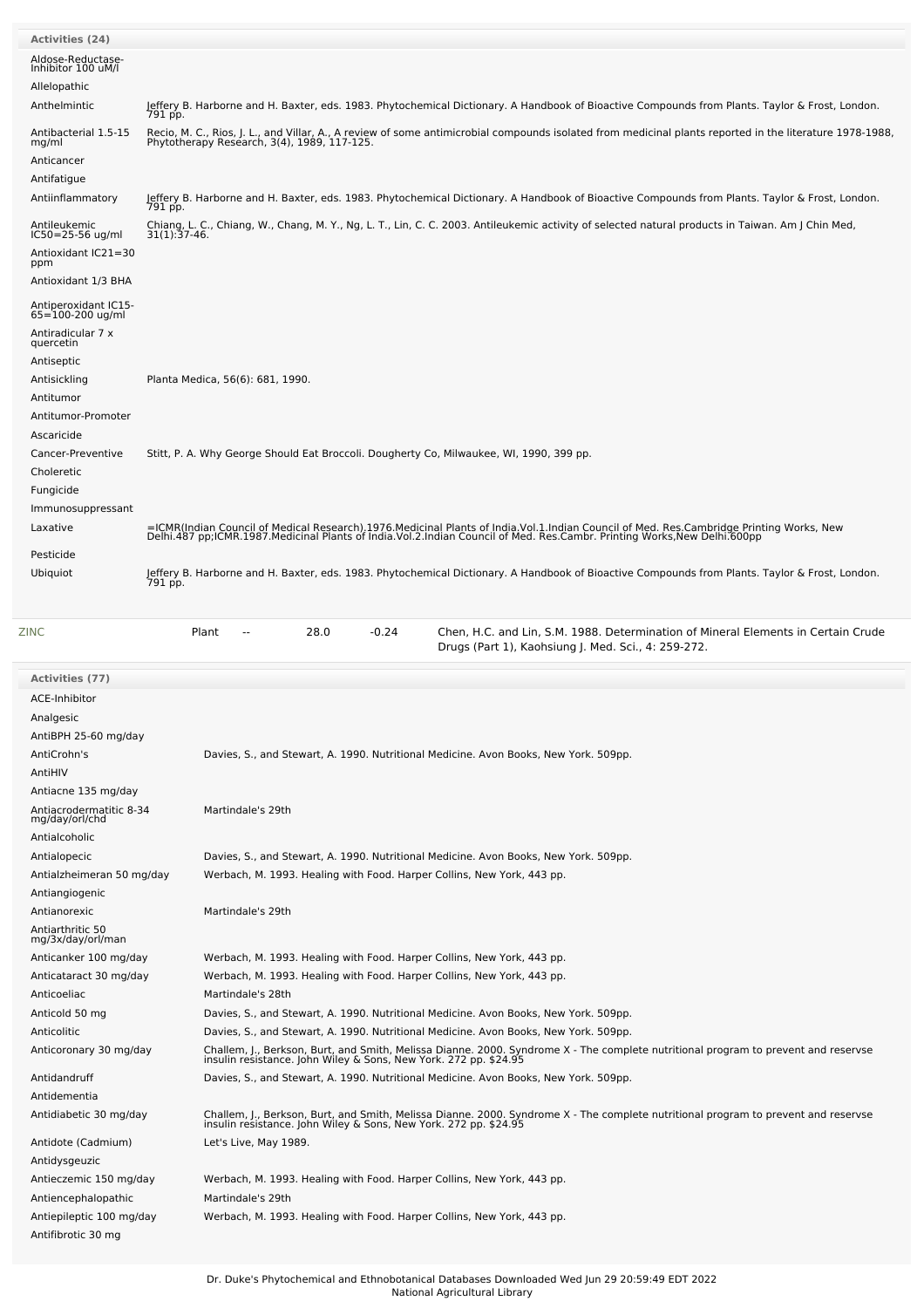**Activities (24)**

| Activity | Reference |
|---|---|
| Aldose-Reductase-Inhibitor 100 uM/l | |
| Allelopathic | |
| Anthelmintic | Jeffery B. Harborne and H. Baxter, eds. 1983. Phytochemical Dictionary. A Handbook of Bioactive Compounds from Plants. Taylor & Frost, London. 791 pp. |
| Antibacterial 1.5-15 mg/ml | Recio, M. C., Rios, J. L., and Villar, A., A review of some antimicrobial compounds isolated from medicinal plants reported in the literature 1978-1988, Phytotherapy Research, 3(4), 1989, 117-125. |
| Anticancer | |
| Antifatigue | |
| Antiinflammatory | Jeffery B. Harborne and H. Baxter, eds. 1983. Phytochemical Dictionary. A Handbook of Bioactive Compounds from Plants. Taylor & Frost, London. 791 pp. |
| Antileukemic IC50=25-56 ug/ml | Chiang, L. C., Chiang, W., Chang, M. Y., Ng, L. T., Lin, C. C. 2003. Antileukemic activity of selected natural products in Taiwan. Am J Chin Med, 31(1):37-46. |
| Antioxidant IC21=30 ppm | |
| Antioxidant 1/3 BHA | |
| Antiperoxidant IC15-65=100-200 ug/ml | |
| Antiradicular 7 x quercetin | |
| Antiseptic | |
| Antisickling | Planta Medica, 56(6): 681, 1990. |
| Antitumor | |
| Antitumor-Promoter | |
| Ascaricide | |
| Cancer-Preventive | Stitt, P. A. Why George Should Eat Broccoli. Dougherty Co, Milwaukee, WI, 1990, 399 pp. |
| Choleretic | |
| Fungicide | |
| Immunosuppressant | |
| Laxative | =ICMR(Indian Council of Medical Research).1976.Medicinal Plants of India.Vol.1.Indian Council of Med. Res.Cambridge Printing Works, New Delhi.487 pp;ICMR.1987.Medicinal Plants of India.Vol.2.Indian Council of Med. Res.Cambr. Printing Works,New Delhi.600pp |
| Pesticide | |
| Ubiquiot | Jeffery B. Harborne and H. Baxter, eds. 1983. Phytochemical Dictionary. A Handbook of Bioactive Compounds from Plants. Taylor & Frost, London. 791 pp. |

| Chemical | Part | Low | High | SD | Reference |
|---|---|---|---|---|---|
| ZINC | Plant | -- | 28.0 | -0.24 | Chen, H.C. and Lin, S.M. 1988. Determination of Mineral Elements in Certain Crude Drugs (Part 1), Kaohsiung J. Med. Sci., 4: 259-272. |

**Activities (77)**

| Activity | Reference |
|---|---|
| ACE-Inhibitor | |
| Analgesic | |
| AntiBPH 25-60 mg/day | |
| AntiCrohn's | Davies, S., and Stewart, A. 1990. Nutritional Medicine. Avon Books, New York. 509pp. |
| AntiHIV | |
| Antiacne 135 mg/day | |
| Antiacrodermatitic 8-34 mg/day/orl/chd | Martindale's 29th |
| Antialcoholic | |
| Antialopecic | Davies, S., and Stewart, A. 1990. Nutritional Medicine. Avon Books, New York. 509pp. |
| Antialzheimeran 50 mg/day | Werbach, M. 1993. Healing with Food. Harper Collins, New York, 443 pp. |
| Antiangiogenic | |
| Antianorexic | Martindale's 29th |
| Antiarthritic 50 mg/3x/day/orl/man | |
| Anticanker 100 mg/day | Werbach, M. 1993. Healing with Food. Harper Collins, New York, 443 pp. |
| Anticataract 30 mg/day | Werbach, M. 1993. Healing with Food. Harper Collins, New York, 443 pp. |
| Anticoeliac | Martindale's 28th |
| Anticold 50 mg | Davies, S., and Stewart, A. 1990. Nutritional Medicine. Avon Books, New York. 509pp. |
| Anticolitic | Davies, S., and Stewart, A. 1990. Nutritional Medicine. Avon Books, New York. 509pp. |
| Anticoronary 30 mg/day | Challem, J., Berkson, Burt, and Smith, Melissa Dianne. 2000. Syndrome X - The complete nutritional program to prevent and reservse insulin resistance. John Wiley & Sons, New York. 272 pp. $24.95 |
| Antidandruff | Davies, S., and Stewart, A. 1990. Nutritional Medicine. Avon Books, New York. 509pp. |
| Antidementia | |
| Antidiabetic 30 mg/day | Challem, J., Berkson, Burt, and Smith, Melissa Dianne. 2000. Syndrome X - The complete nutritional program to prevent and reservse insulin resistance. John Wiley & Sons, New York. 272 pp. $24.95 |
| Antidote (Cadmium) | Let's Live, May 1989. |
| Antidysgeuzic | |
| Antieczemic 150 mg/day | Werbach, M. 1993. Healing with Food. Harper Collins, New York, 443 pp. |
| Antiencephalopathic | Martindale's 29th |
| Antiepileptic 100 mg/day | Werbach, M. 1993. Healing with Food. Harper Collins, New York, 443 pp. |
| Antifibrotic 30 mg | |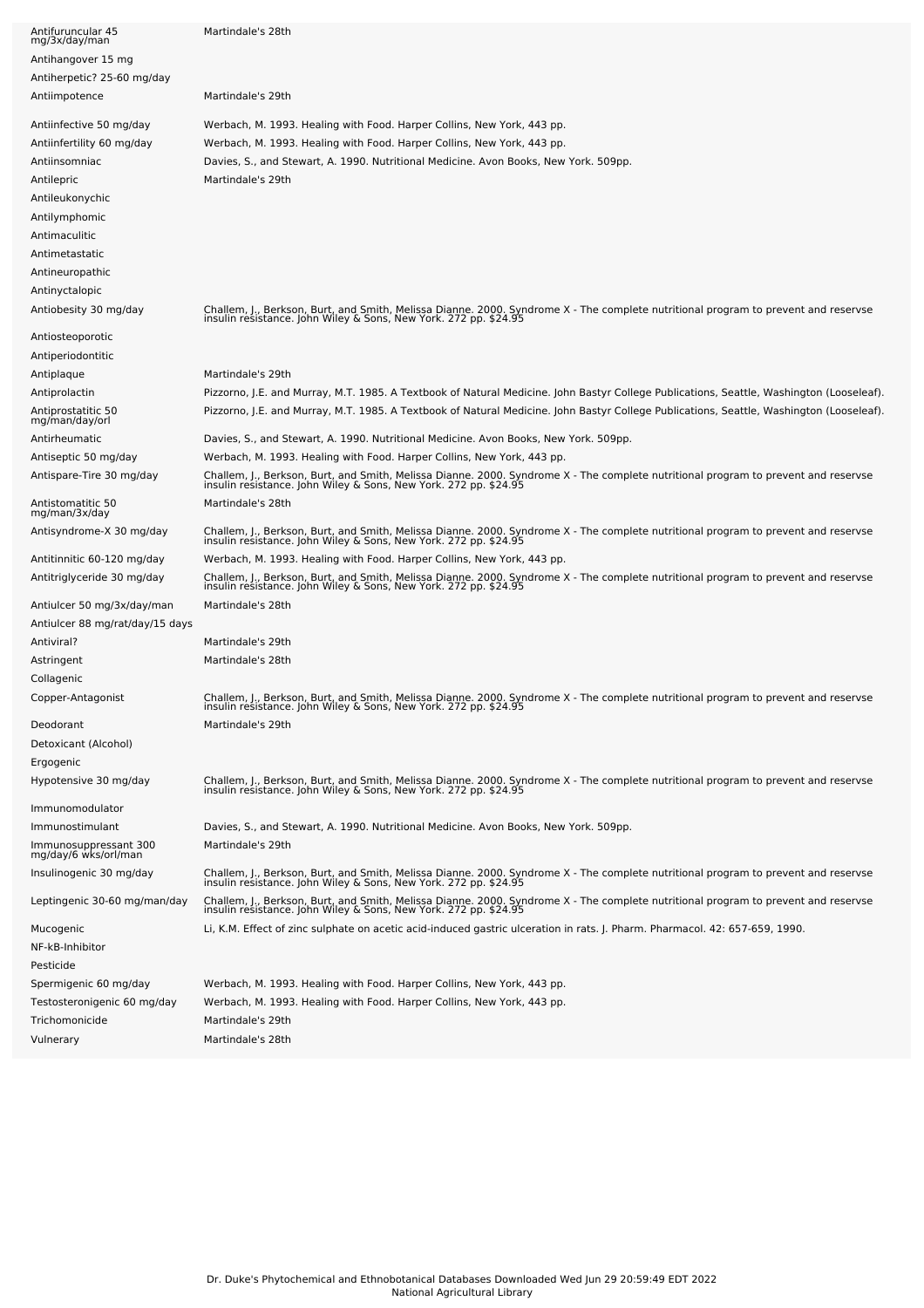| | |
|---|---|
| Antifuruncular 45 mg/3x/day/man | Martindale's 28th |
| Antihangover 15 mg | |
| Antiherpetic? 25-60 mg/day | |
| Antiimpotence | Martindale's 29th |
| Antiinfective 50 mg/day | Werbach, M. 1993. Healing with Food. Harper Collins, New York, 443 pp. |
| Antiinfertility 60 mg/day | Werbach, M. 1993. Healing with Food. Harper Collins, New York, 443 pp. |
| Antiinsomniac | Davies, S., and Stewart, A. 1990. Nutritional Medicine. Avon Books, New York. 509pp. |
| Antilepric | Martindale's 29th |
| Antileukonychic | |
| Antilymphomic | |
| Antimaculitic | |
| Antimetastatic | |
| Antineuropathic | |
| Antinyctalopic | |
| Antiobesity 30 mg/day | Challem, J., Berkson, Burt, and Smith, Melissa Dianne. 2000. Syndrome X - The complete nutritional program to prevent and reservse insulin resistance. John Wiley & Sons, New York. 272 pp. $24.95 |
| Antiosteoporotic | |
| Antiperiodontitic | |
| Antiplaque | Martindale's 29th |
| Antiprolactin | Pizzorno, J.E. and Murray, M.T. 1985. A Textbook of Natural Medicine. John Bastyr College Publications, Seattle, Washington (Looseleaf). |
| Antiprostatitic 50 mg/man/day/orl | Pizzorno, J.E. and Murray, M.T. 1985. A Textbook of Natural Medicine. John Bastyr College Publications, Seattle, Washington (Looseleaf). |
| Antirheumatic | Davies, S., and Stewart, A. 1990. Nutritional Medicine. Avon Books, New York. 509pp. |
| Antiseptic 50 mg/day | Werbach, M. 1993. Healing with Food. Harper Collins, New York, 443 pp. |
| Antispare-Tire 30 mg/day | Challem, J., Berkson, Burt, and Smith, Melissa Dianne. 2000. Syndrome X - The complete nutritional program to prevent and reservse insulin resistance. John Wiley & Sons, New York. 272 pp. $24.95 |
| Antistomatitic 50 mg/man/3x/day | Martindale's 28th |
| Antisyndrome-X 30 mg/day | Challem, J., Berkson, Burt, and Smith, Melissa Dianne. 2000. Syndrome X - The complete nutritional program to prevent and reservse insulin resistance. John Wiley & Sons, New York. 272 pp. $24.95 |
| Antitinnitic 60-120 mg/day | Werbach, M. 1993. Healing with Food. Harper Collins, New York, 443 pp. |
| Antitriglyceride 30 mg/day | Challem, J., Berkson, Burt, and Smith, Melissa Dianne. 2000. Syndrome X - The complete nutritional program to prevent and reservse insulin resistance. John Wiley & Sons, New York. 272 pp. $24.95 |
| Antiulcer 50 mg/3x/day/man | Martindale's 28th |
| Antiulcer 88 mg/rat/day/15 days | |
| Antiviral? | Martindale's 29th |
| Astringent | Martindale's 28th |
| Collagenic | |
| Copper-Antagonist | Challem, J., Berkson, Burt, and Smith, Melissa Dianne. 2000. Syndrome X - The complete nutritional program to prevent and reservse insulin resistance. John Wiley & Sons, New York. 272 pp. $24.95 |
| Deodorant | Martindale's 29th |
| Detoxicant (Alcohol) | |
| Ergogenic | |
| Hypotensive 30 mg/day | Challem, J., Berkson, Burt, and Smith, Melissa Dianne. 2000. Syndrome X - The complete nutritional program to prevent and reservse insulin resistance. John Wiley & Sons, New York. 272 pp. $24.95 |
| Immunomodulator | |
| Immunostimulant | Davies, S., and Stewart, A. 1990. Nutritional Medicine. Avon Books, New York. 509pp. |
| Immunosuppressant 300 mg/day/6 wks/orl/man | Martindale's 29th |
| Insulinogenic 30 mg/day | Challem, J., Berkson, Burt, and Smith, Melissa Dianne. 2000. Syndrome X - The complete nutritional program to prevent and reservse insulin resistance. John Wiley & Sons, New York. 272 pp. $24.95 |
| Leptingenic 30-60 mg/man/day | Challem, J., Berkson, Burt, and Smith, Melissa Dianne. 2000. Syndrome X - The complete nutritional program to prevent and reservse insulin resistance. John Wiley & Sons, New York. 272 pp. $24.95 |
| Mucogenic | Li, K.M. Effect of zinc sulphate on acetic acid-induced gastric ulceration in rats. J. Pharm. Pharmacol. 42: 657-659, 1990. |
| NF-kB-Inhibitor | |
| Pesticide | |
| Spermigenic 60 mg/day | Werbach, M. 1993. Healing with Food. Harper Collins, New York, 443 pp. |
| Testosteronigenic 60 mg/day | Werbach, M. 1993. Healing with Food. Harper Collins, New York, 443 pp. |
| Trichomonicide | Martindale's 29th |
| Vulnerary | Martindale's 28th |

Dr. Duke's Phytochemical and Ethnobotanical Databases Downloaded Wed Jun 29 20:59:49 EDT 2022
National Agricultural Library